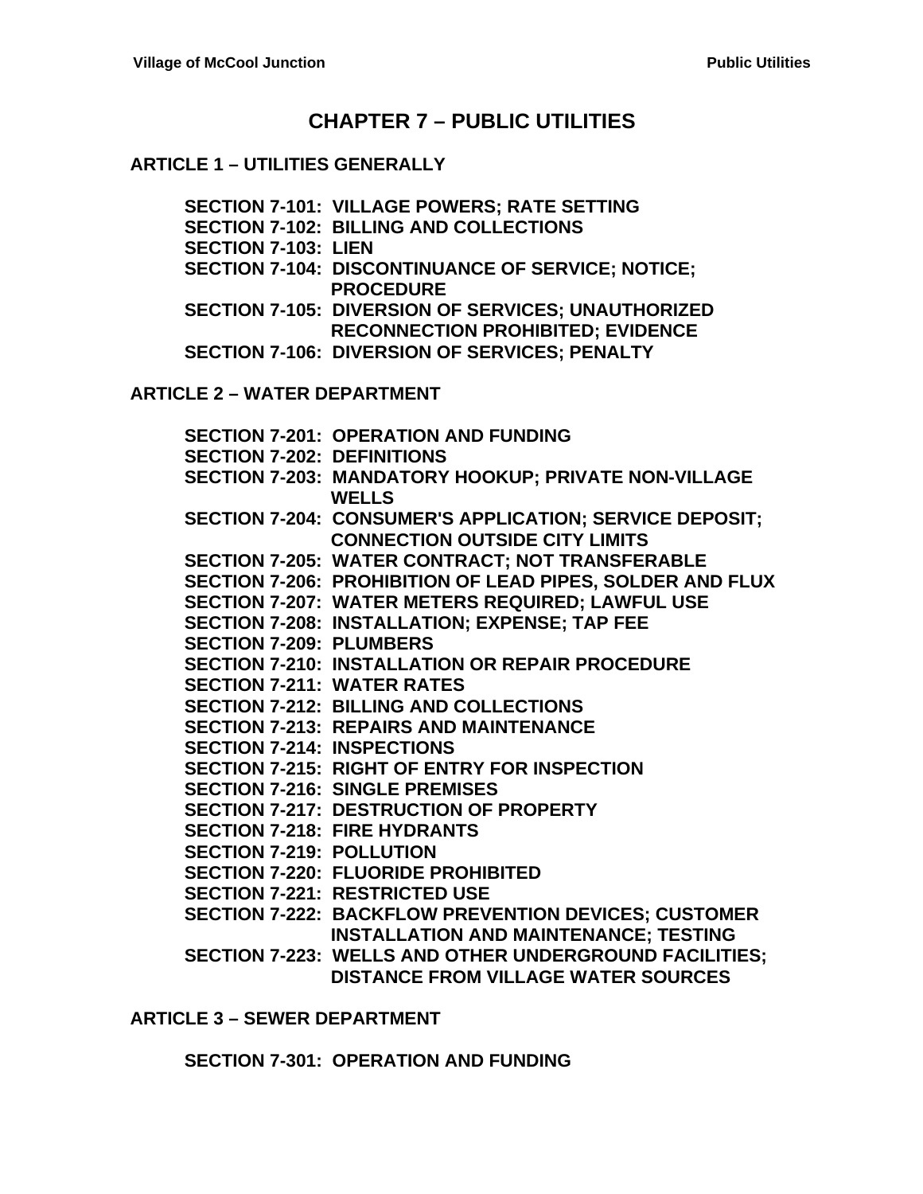# CHAPTER 7 – PUBLIC UTILITIES

## ARTICLE 1 – UTILITIES GENERALLY

**SECTION 7-101: VILLAGE POWERS; RATE SETTING**
**SECTION 7-102: BILLING AND COLLECTIONS**
**SECTION 7-103: LIEN**
**SECTION 7-104: DISCONTINUANCE OF SERVICE; NOTICE; PROCEDURE**
**SECTION 7-105: DIVERSION OF SERVICES; UNAUTHORIZED RECONNECTION PROHIBITED; EVIDENCE**
**SECTION 7-106: DIVERSION OF SERVICES; PENALTY**

## ARTICLE 2 – WATER DEPARTMENT

**SECTION 7-201: OPERATION AND FUNDING**
**SECTION 7-202: DEFINITIONS**
**SECTION 7-203: MANDATORY HOOKUP; PRIVATE NON-VILLAGE WELLS**
**SECTION 7-204: CONSUMER'S APPLICATION; SERVICE DEPOSIT; CONNECTION OUTSIDE CITY LIMITS**
**SECTION 7-205: WATER CONTRACT; NOT TRANSFERABLE**
**SECTION 7-206: PROHIBITION OF LEAD PIPES, SOLDER AND FLUX**
**SECTION 7-207: WATER METERS REQUIRED; LAWFUL USE**
**SECTION 7-208: INSTALLATION; EXPENSE; TAP FEE**
**SECTION 7-209: PLUMBERS**
**SECTION 7-210: INSTALLATION OR REPAIR PROCEDURE**
**SECTION 7-211: WATER RATES**
**SECTION 7-212: BILLING AND COLLECTIONS**
**SECTION 7-213: REPAIRS AND MAINTENANCE**
**SECTION 7-214: INSPECTIONS**
**SECTION 7-215: RIGHT OF ENTRY FOR INSPECTION**
**SECTION 7-216: SINGLE PREMISES**
**SECTION 7-217: DESTRUCTION OF PROPERTY**
**SECTION 7-218: FIRE HYDRANTS**
**SECTION 7-219: POLLUTION**
**SECTION 7-220: FLUORIDE PROHIBITED**
**SECTION 7-221: RESTRICTED USE**
**SECTION 7-222: BACKFLOW PREVENTION DEVICES; CUSTOMER INSTALLATION AND MAINTENANCE; TESTING**
**SECTION 7-223: WELLS AND OTHER UNDERGROUND FACILITIES; DISTANCE FROM VILLAGE WATER SOURCES**

## ARTICLE 3 – SEWER DEPARTMENT

**SECTION 7-301: OPERATION AND FUNDING**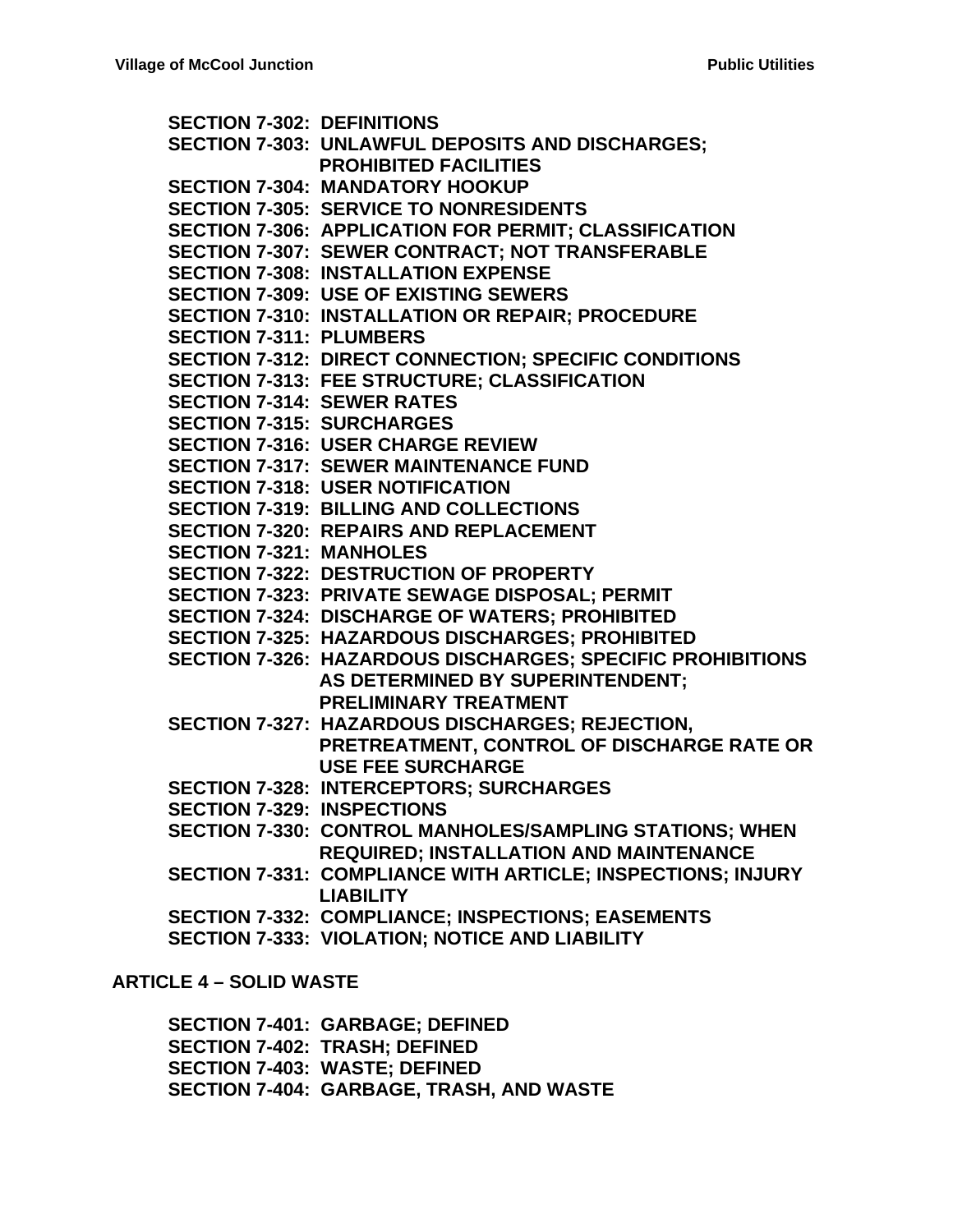**SECTION 7-302: DEFINITIONS**
**SECTION 7-303: UNLAWFUL DEPOSITS AND DISCHARGES; PROHIBITED FACILITIES**
**SECTION 7-304: MANDATORY HOOKUP**
**SECTION 7-305: SERVICE TO NONRESIDENTS**
**SECTION 7-306: APPLICATION FOR PERMIT; CLASSIFICATION**
**SECTION 7-307: SEWER CONTRACT; NOT TRANSFERABLE**
**SECTION 7-308: INSTALLATION EXPENSE**
**SECTION 7-309: USE OF EXISTING SEWERS**
**SECTION 7-310: INSTALLATION OR REPAIR; PROCEDURE**
**SECTION 7-311: PLUMBERS**
**SECTION 7-312: DIRECT CONNECTION; SPECIFIC CONDITIONS**
**SECTION 7-313: FEE STRUCTURE; CLASSIFICATION**
**SECTION 7-314: SEWER RATES**
**SECTION 7-315: SURCHARGES**
**SECTION 7-316: USER CHARGE REVIEW**
**SECTION 7-317: SEWER MAINTENANCE FUND**
**SECTION 7-318: USER NOTIFICATION**
**SECTION 7-319: BILLING AND COLLECTIONS**
**SECTION 7-320: REPAIRS AND REPLACEMENT**
**SECTION 7-321: MANHOLES**
**SECTION 7-322: DESTRUCTION OF PROPERTY**
**SECTION 7-323: PRIVATE SEWAGE DISPOSAL; PERMIT**
**SECTION 7-324: DISCHARGE OF WATERS; PROHIBITED**
**SECTION 7-325: HAZARDOUS DISCHARGES; PROHIBITED**
**SECTION 7-326: HAZARDOUS DISCHARGES; SPECIFIC PROHIBITIONS AS DETERMINED BY SUPERINTENDENT; PRELIMINARY TREATMENT**
**SECTION 7-327: HAZARDOUS DISCHARGES; REJECTION, PRETREATMENT, CONTROL OF DISCHARGE RATE OR USE FEE SURCHARGE**
**SECTION 7-328: INTERCEPTORS; SURCHARGES**
**SECTION 7-329: INSPECTIONS**
**SECTION 7-330: CONTROL MANHOLES/SAMPLING STATIONS; WHEN REQUIRED; INSTALLATION AND MAINTENANCE**
**SECTION 7-331: COMPLIANCE WITH ARTICLE; INSPECTIONS; INJURY LIABILITY**
**SECTION 7-332: COMPLIANCE; INSPECTIONS; EASEMENTS**
**SECTION 7-333: VIOLATION; NOTICE AND LIABILITY**

## ARTICLE 4 – SOLID WASTE

**SECTION 7-401: GARBAGE; DEFINED**
**SECTION 7-402: TRASH; DEFINED**
**SECTION 7-403: WASTE; DEFINED**
**SECTION 7-404: GARBAGE, TRASH, AND WASTE**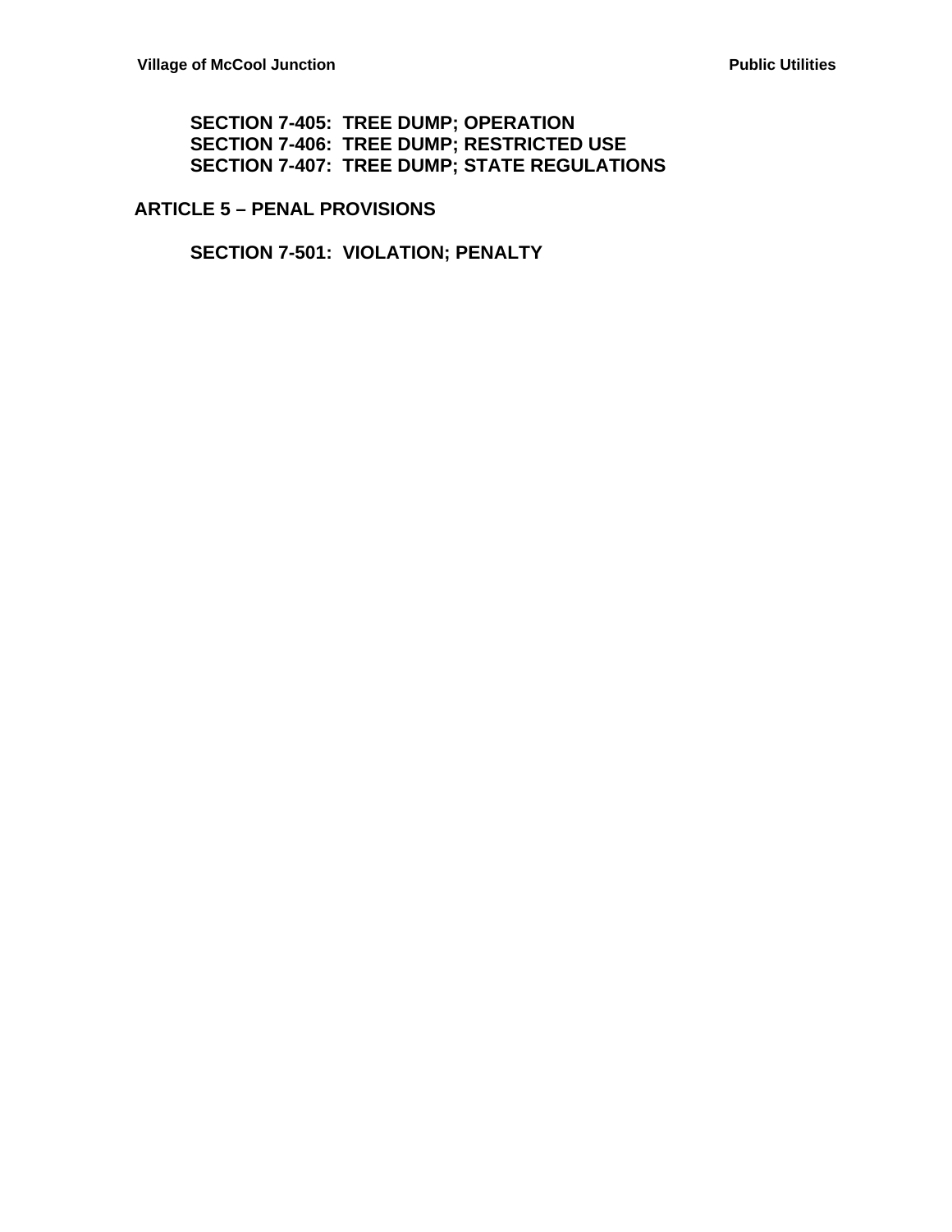**SECTION 7-405: TREE DUMP; OPERATION**
**SECTION 7-406: TREE DUMP; RESTRICTED USE**
**SECTION 7-407: TREE DUMP; STATE REGULATIONS**

## ARTICLE 5 – PENAL PROVISIONS

**SECTION 7-501: VIOLATION; PENALTY**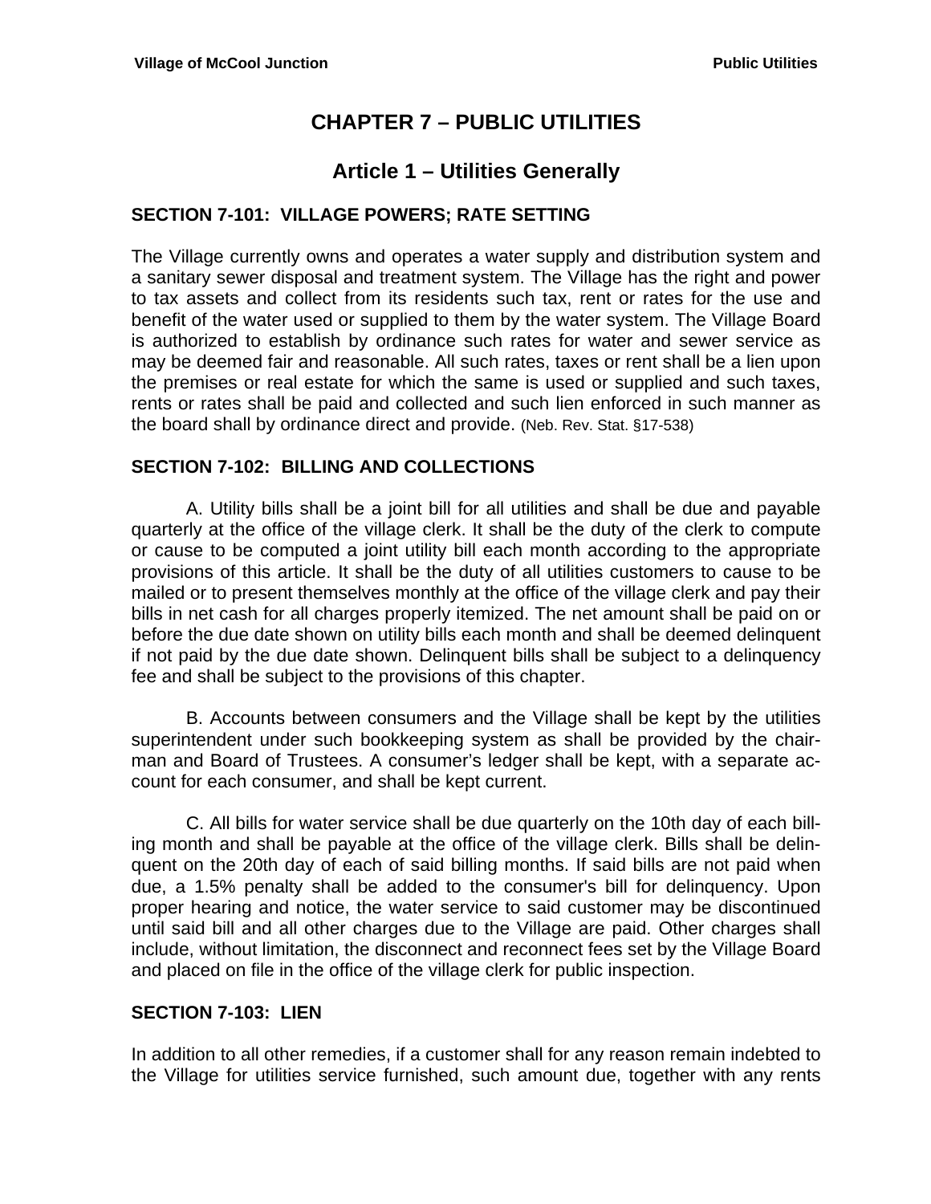# CHAPTER 7 – PUBLIC UTILITIES

## Article 1 – Utilities Generally

### SECTION 7-101: VILLAGE POWERS; RATE SETTING

The Village currently owns and operates a water supply and distribution system and a sanitary sewer disposal and treatment system. The Village has the right and power to tax assets and collect from its residents such tax, rent or rates for the use and benefit of the water used or supplied to them by the water system. The Village Board is authorized to establish by ordinance such rates for water and sewer service as may be deemed fair and reasonable. All such rates, taxes or rent shall be a lien upon the premises or real estate for which the same is used or supplied and such taxes, rents or rates shall be paid and collected and such lien enforced in such manner as the board shall by ordinance direct and provide. (Neb. Rev. Stat. §17-538)

### SECTION 7-102: BILLING AND COLLECTIONS

A. Utility bills shall be a joint bill for all utilities and shall be due and payable quarterly at the office of the village clerk. It shall be the duty of the clerk to compute or cause to be computed a joint utility bill each month according to the appropriate provisions of this article. It shall be the duty of all utilities customers to cause to be mailed or to present themselves monthly at the office of the village clerk and pay their bills in net cash for all charges properly itemized. The net amount shall be paid on or before the due date shown on utility bills each month and shall be deemed delinquent if not paid by the due date shown. Delinquent bills shall be subject to a delinquency fee and shall be subject to the provisions of this chapter.

B. Accounts between consumers and the Village shall be kept by the utilities superintendent under such bookkeeping system as shall be provided by the chairman and Board of Trustees. A consumer's ledger shall be kept, with a separate account for each consumer, and shall be kept current.

C. All bills for water service shall be due quarterly on the 10th day of each billing month and shall be payable at the office of the village clerk. Bills shall be delinquent on the 20th day of each of said billing months. If said bills are not paid when due, a 1.5% penalty shall be added to the consumer's bill for delinquency. Upon proper hearing and notice, the water service to said customer may be discontinued until said bill and all other charges due to the Village are paid. Other charges shall include, without limitation, the disconnect and reconnect fees set by the Village Board and placed on file in the office of the village clerk for public inspection.

### SECTION 7-103: LIEN

In addition to all other remedies, if a customer shall for any reason remain indebted to the Village for utilities service furnished, such amount due, together with any rents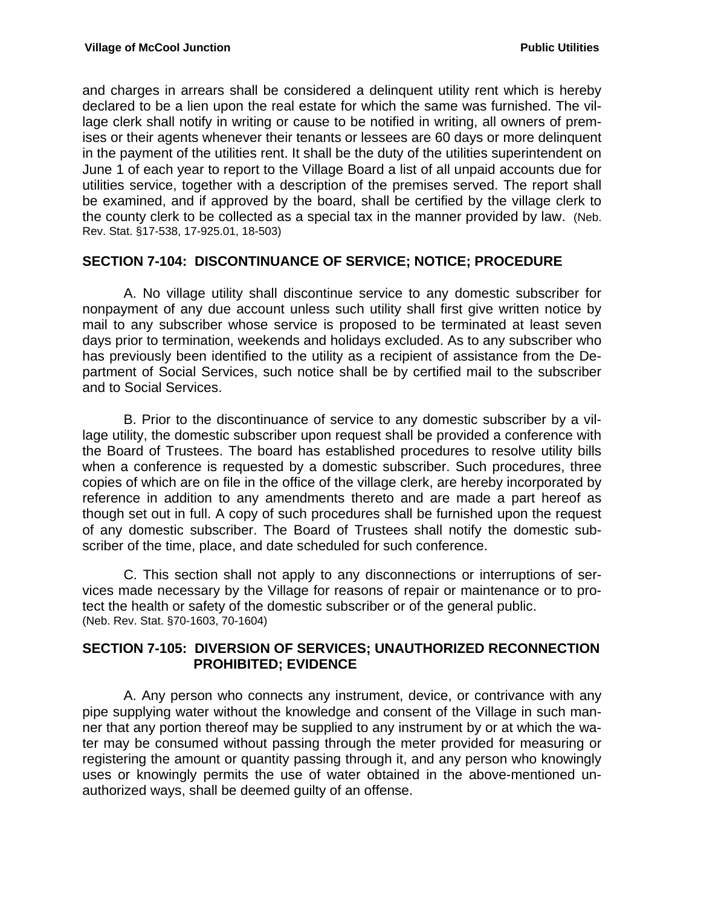and charges in arrears shall be considered a delinquent utility rent which is hereby declared to be a lien upon the real estate for which the same was furnished. The village clerk shall notify in writing or cause to be notified in writing, all owners of premises or their agents whenever their tenants or lessees are 60 days or more delinquent in the payment of the utilities rent. It shall be the duty of the utilities superintendent on June 1 of each year to report to the Village Board a list of all unpaid accounts due for utilities service, together with a description of the premises served. The report shall be examined, and if approved by the board, shall be certified by the village clerk to the county clerk to be collected as a special tax in the manner provided by law. (Neb. Rev. Stat. §17-538, 17-925.01, 18-503)

## SECTION 7-104: DISCONTINUANCE OF SERVICE; NOTICE; PROCEDURE

A. No village utility shall discontinue service to any domestic subscriber for nonpayment of any due account unless such utility shall first give written notice by mail to any subscriber whose service is proposed to be terminated at least seven days prior to termination, weekends and holidays excluded. As to any subscriber who has previously been identified to the utility as a recipient of assistance from the Department of Social Services, such notice shall be by certified mail to the subscriber and to Social Services.

B. Prior to the discontinuance of service to any domestic subscriber by a village utility, the domestic subscriber upon request shall be provided a conference with the Board of Trustees. The board has established procedures to resolve utility bills when a conference is requested by a domestic subscriber. Such procedures, three copies of which are on file in the office of the village clerk, are hereby incorporated by reference in addition to any amendments thereto and are made a part hereof as though set out in full. A copy of such procedures shall be furnished upon the request of any domestic subscriber. The Board of Trustees shall notify the domestic subscriber of the time, place, and date scheduled for such conference.

C. This section shall not apply to any disconnections or interruptions of services made necessary by the Village for reasons of repair or maintenance or to protect the health or safety of the domestic subscriber or of the general public.
(Neb. Rev. Stat. §70-1603, 70-1604)

## SECTION 7-105: DIVERSION OF SERVICES; UNAUTHORIZED RECONNECTION PROHIBITED; EVIDENCE

A. Any person who connects any instrument, device, or contrivance with any pipe supplying water without the knowledge and consent of the Village in such manner that any portion thereof may be supplied to any instrument by or at which the water may be consumed without passing through the meter provided for measuring or registering the amount or quantity passing through it, and any person who knowingly uses or knowingly permits the use of water obtained in the above-mentioned unauthorized ways, shall be deemed guilty of an offense.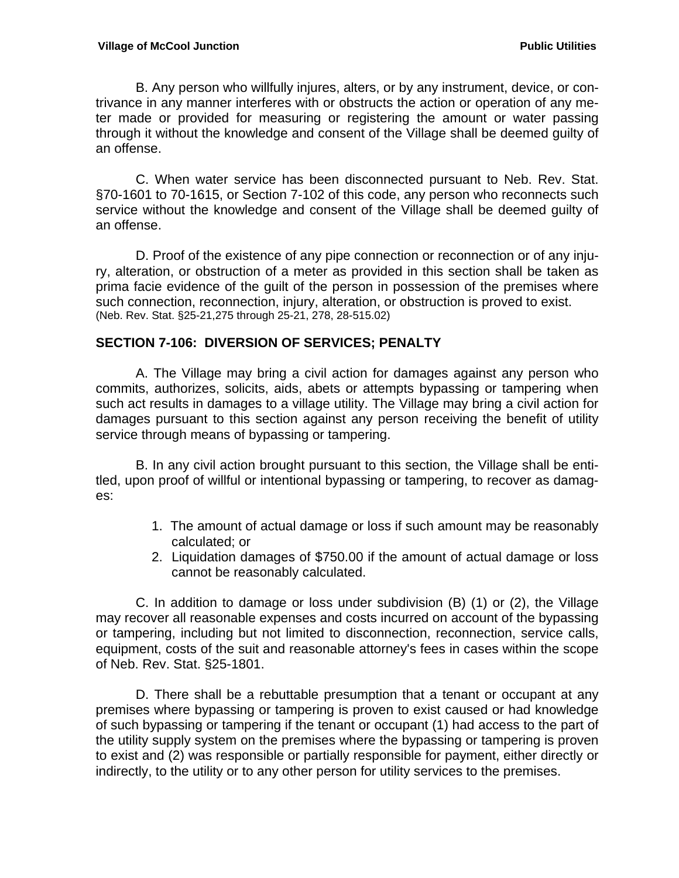B. Any person who willfully injures, alters, or by any instrument, device, or contrivance in any manner interferes with or obstructs the action or operation of any meter made or provided for measuring or registering the amount or water passing through it without the knowledge and consent of the Village shall be deemed guilty of an offense.

C. When water service has been disconnected pursuant to Neb. Rev. Stat. §70-1601 to 70-1615, or Section 7-102 of this code, any person who reconnects such service without the knowledge and consent of the Village shall be deemed guilty of an offense.

D. Proof of the existence of any pipe connection or reconnection or of any injury, alteration, or obstruction of a meter as provided in this section shall be taken as prima facie evidence of the guilt of the person in possession of the premises where such connection, reconnection, injury, alteration, or obstruction is proved to exist.
(Neb. Rev. Stat. §25-21,275 through 25-21, 278, 28-515.02)

## SECTION 7-106: DIVERSION OF SERVICES; PENALTY

A. The Village may bring a civil action for damages against any person who commits, authorizes, solicits, aids, abets or attempts bypassing or tampering when such act results in damages to a village utility. The Village may bring a civil action for damages pursuant to this section against any person receiving the benefit of utility service through means of bypassing or tampering.

B. In any civil action brought pursuant to this section, the Village shall be entitled, upon proof of willful or intentional bypassing or tampering, to recover as damages:

1. The amount of actual damage or loss if such amount may be reasonably calculated; or
2. Liquidation damages of $750.00 if the amount of actual damage or loss cannot be reasonably calculated.

C. In addition to damage or loss under subdivision (B) (1) or (2), the Village may recover all reasonable expenses and costs incurred on account of the bypassing or tampering, including but not limited to disconnection, reconnection, service calls, equipment, costs of the suit and reasonable attorney's fees in cases within the scope of Neb. Rev. Stat. §25-1801.

D. There shall be a rebuttable presumption that a tenant or occupant at any premises where bypassing or tampering is proven to exist caused or had knowledge of such bypassing or tampering if the tenant or occupant (1) had access to the part of the utility supply system on the premises where the bypassing or tampering is proven to exist and (2) was responsible or partially responsible for payment, either directly or indirectly, to the utility or to any other person for utility services to the premises.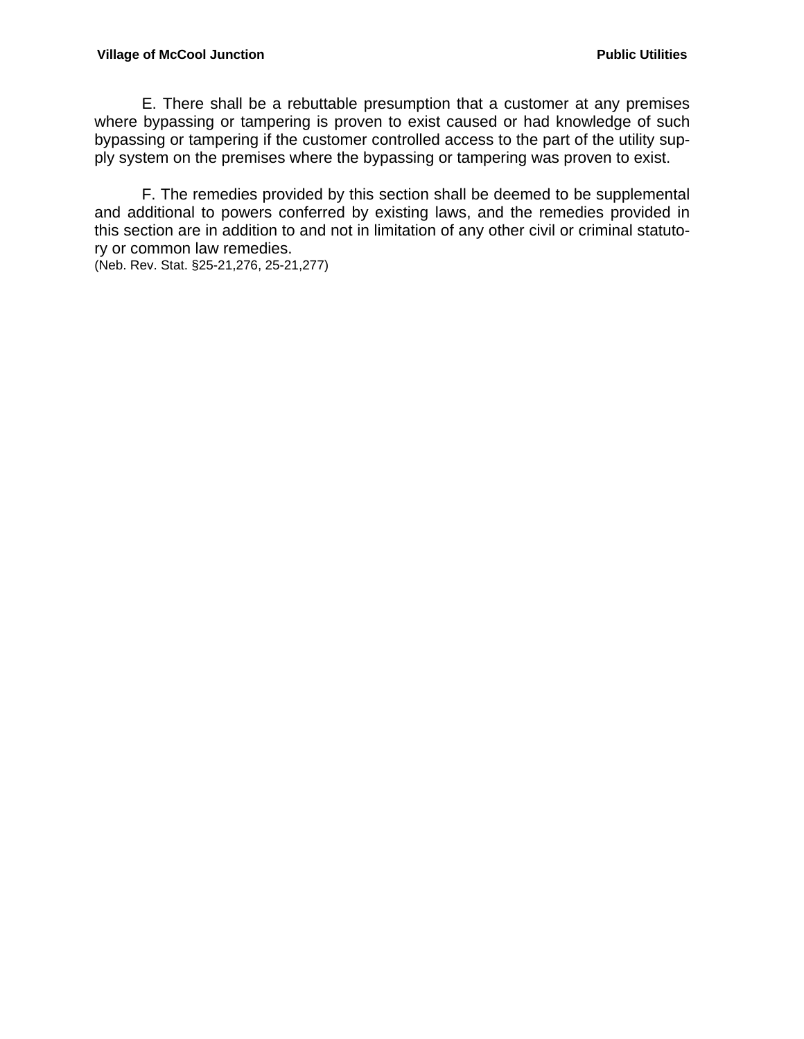E. There shall be a rebuttable presumption that a customer at any premises where bypassing or tampering is proven to exist caused or had knowledge of such bypassing or tampering if the customer controlled access to the part of the utility supply system on the premises where the bypassing or tampering was proven to exist.

F. The remedies provided by this section shall be deemed to be supplemental and additional to powers conferred by existing laws, and the remedies provided in this section are in addition to and not in limitation of any other civil or criminal statutory or common law remedies.
(Neb. Rev. Stat. §25-21,276, 25-21,277)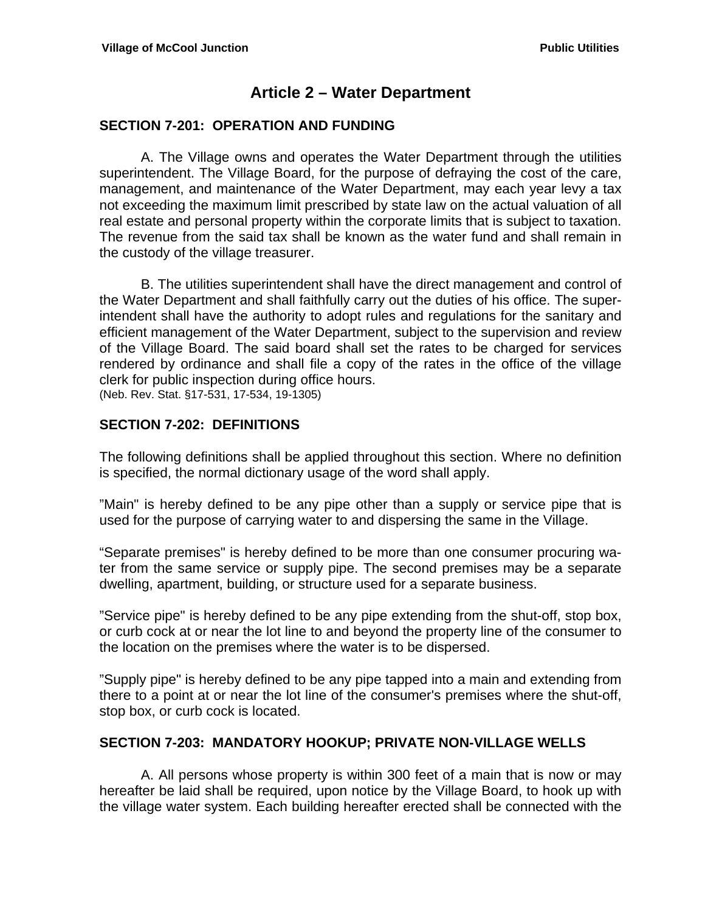# Article 2 – Water Department

## SECTION 7-201: OPERATION AND FUNDING

A. The Village owns and operates the Water Department through the utilities superintendent. The Village Board, for the purpose of defraying the cost of the care, management, and maintenance of the Water Department, may each year levy a tax not exceeding the maximum limit prescribed by state law on the actual valuation of all real estate and personal property within the corporate limits that is subject to taxation. The revenue from the said tax shall be known as the water fund and shall remain in the custody of the village treasurer.

B. The utilities superintendent shall have the direct management and control of the Water Department and shall faithfully carry out the duties of his office. The superintendent shall have the authority to adopt rules and regulations for the sanitary and efficient management of the Water Department, subject to the supervision and review of the Village Board. The said board shall set the rates to be charged for services rendered by ordinance and shall file a copy of the rates in the office of the village clerk for public inspection during office hours.
(Neb. Rev. Stat. §17-531, 17-534, 19-1305)

## SECTION 7-202: DEFINITIONS

The following definitions shall be applied throughout this section. Where no definition is specified, the normal dictionary usage of the word shall apply.

"Main" is hereby defined to be any pipe other than a supply or service pipe that is used for the purpose of carrying water to and dispersing the same in the Village.

"Separate premises" is hereby defined to be more than one consumer procuring water from the same service or supply pipe. The second premises may be a separate dwelling, apartment, building, or structure used for a separate business.

"Service pipe" is hereby defined to be any pipe extending from the shut-off, stop box, or curb cock at or near the lot line to and beyond the property line of the consumer to the location on the premises where the water is to be dispersed.

"Supply pipe" is hereby defined to be any pipe tapped into a main and extending from there to a point at or near the lot line of the consumer's premises where the shut-off, stop box, or curb cock is located.

## SECTION 7-203: MANDATORY HOOKUP; PRIVATE NON-VILLAGE WELLS

A. All persons whose property is within 300 feet of a main that is now or may hereafter be laid shall be required, upon notice by the Village Board, to hook up with the village water system. Each building hereafter erected shall be connected with the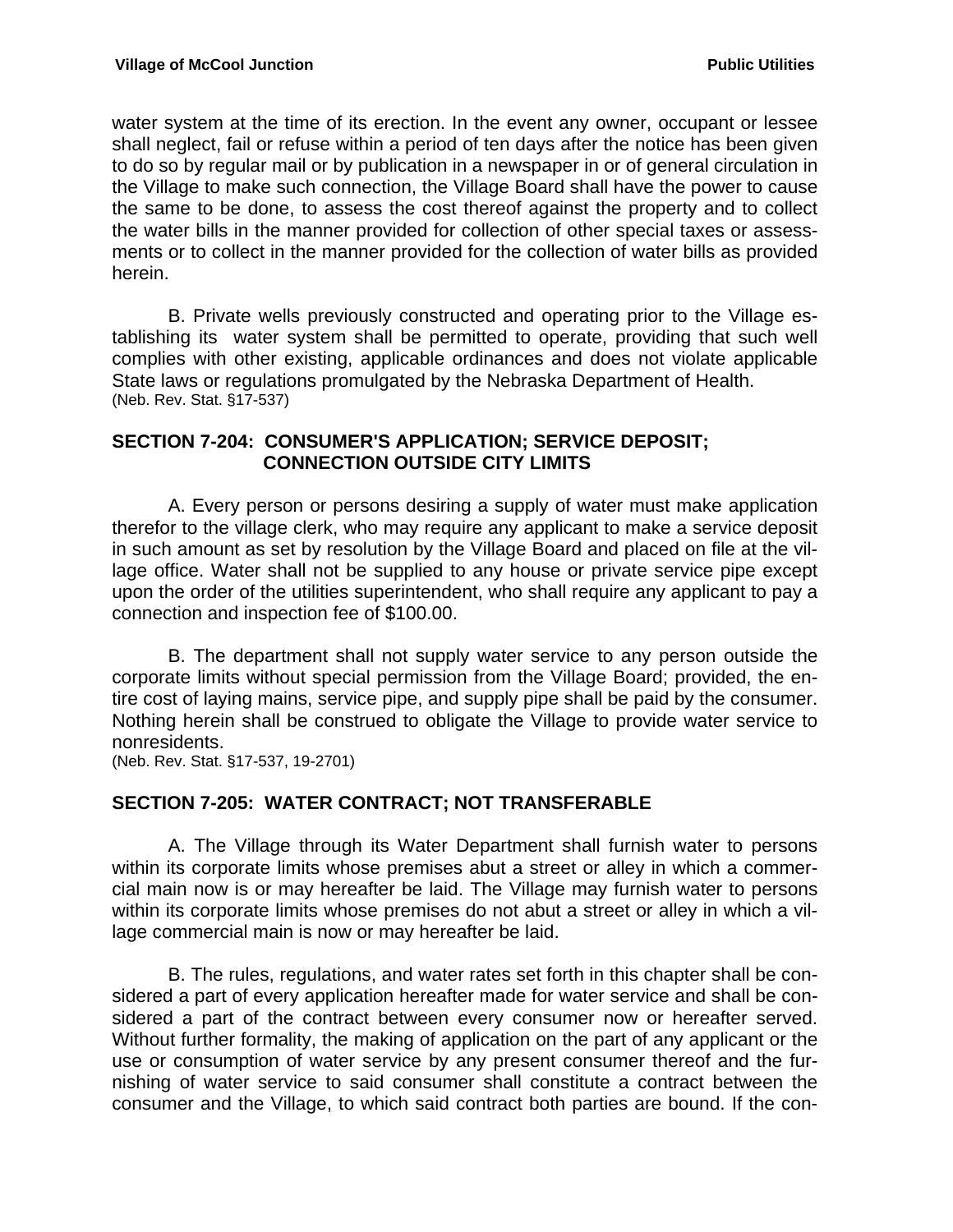water system at the time of its erection. In the event any owner, occupant or lessee shall neglect, fail or refuse within a period of ten days after the notice has been given to do so by regular mail or by publication in a newspaper in or of general circulation in the Village to make such connection, the Village Board shall have the power to cause the same to be done, to assess the cost thereof against the property and to collect the water bills in the manner provided for collection of other special taxes or assessments or to collect in the manner provided for the collection of water bills as provided herein.

B. Private wells previously constructed and operating prior to the Village establishing its water system shall be permitted to operate, providing that such well complies with other existing, applicable ordinances and does not violate applicable State laws or regulations promulgated by the Nebraska Department of Health.
(Neb. Rev. Stat. §17-537)

### SECTION 7-204: CONSUMER'S APPLICATION; SERVICE DEPOSIT; CONNECTION OUTSIDE CITY LIMITS

A. Every person or persons desiring a supply of water must make application therefor to the village clerk, who may require any applicant to make a service deposit in such amount as set by resolution by the Village Board and placed on file at the village office. Water shall not be supplied to any house or private service pipe except upon the order of the utilities superintendent, who shall require any applicant to pay a connection and inspection fee of $100.00.

B. The department shall not supply water service to any person outside the corporate limits without special permission from the Village Board; provided, the entire cost of laying mains, service pipe, and supply pipe shall be paid by the consumer. Nothing herein shall be construed to obligate the Village to provide water service to nonresidents.
(Neb. Rev. Stat. §17-537, 19-2701)

### SECTION 7-205: WATER CONTRACT; NOT TRANSFERABLE

A. The Village through its Water Department shall furnish water to persons within its corporate limits whose premises abut a street or alley in which a commercial main now is or may hereafter be laid. The Village may furnish water to persons within its corporate limits whose premises do not abut a street or alley in which a village commercial main is now or may hereafter be laid.

B. The rules, regulations, and water rates set forth in this chapter shall be considered a part of every application hereafter made for water service and shall be considered a part of the contract between every consumer now or hereafter served. Without further formality, the making of application on the part of any applicant or the use or consumption of water service by any present consumer thereof and the furnishing of water service to said consumer shall constitute a contract between the consumer and the Village, to which said contract both parties are bound. If the con-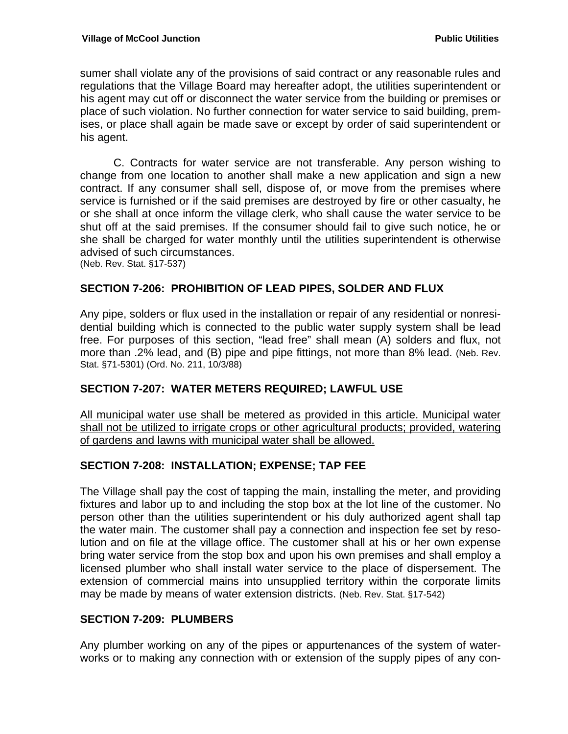sumer shall violate any of the provisions of said contract or any reasonable rules and regulations that the Village Board may hereafter adopt, the utilities superintendent or his agent may cut off or disconnect the water service from the building or premises or place of such violation. No further connection for water service to said building, premises, or place shall again be made save or except by order of said superintendent or his agent.

C. Contracts for water service are not transferable. Any person wishing to change from one location to another shall make a new application and sign a new contract. If any consumer shall sell, dispose of, or move from the premises where service is furnished or if the said premises are destroyed by fire or other casualty, he or she shall at once inform the village clerk, who shall cause the water service to be shut off at the said premises. If the consumer should fail to give such notice, he or she shall be charged for water monthly until the utilities superintendent is otherwise advised of such circumstances.
(Neb. Rev. Stat. §17-537)

## SECTION 7-206: PROHIBITION OF LEAD PIPES, SOLDER AND FLUX

Any pipe, solders or flux used in the installation or repair of any residential or nonresidential building which is connected to the public water supply system shall be lead free. For purposes of this section, "lead free" shall mean (A) solders and flux, not more than .2% lead, and (B) pipe and pipe fittings, not more than 8% lead. (Neb. Rev. Stat. §71-5301) (Ord. No. 211, 10/3/88)

## SECTION 7-207: WATER METERS REQUIRED; LAWFUL USE

<u>All municipal water use shall be metered as provided in this article. Municipal water shall not be utilized to irrigate crops or other agricultural products; provided, watering of gardens and lawns with municipal water shall be allowed.</u>

## SECTION 7-208: INSTALLATION; EXPENSE; TAP FEE

The Village shall pay the cost of tapping the main, installing the meter, and providing fixtures and labor up to and including the stop box at the lot line of the customer. No person other than the utilities superintendent or his duly authorized agent shall tap the water main. The customer shall pay a connection and inspection fee set by resolution and on file at the village office. The customer shall at his or her own expense bring water service from the stop box and upon his own premises and shall employ a licensed plumber who shall install water service to the place of dispersement. The extension of commercial mains into unsupplied territory within the corporate limits may be made by means of water extension districts. (Neb. Rev. Stat. §17-542)

## SECTION 7-209: PLUMBERS

Any plumber working on any of the pipes or appurtenances of the system of waterworks or to making any connection with or extension of the supply pipes of any con-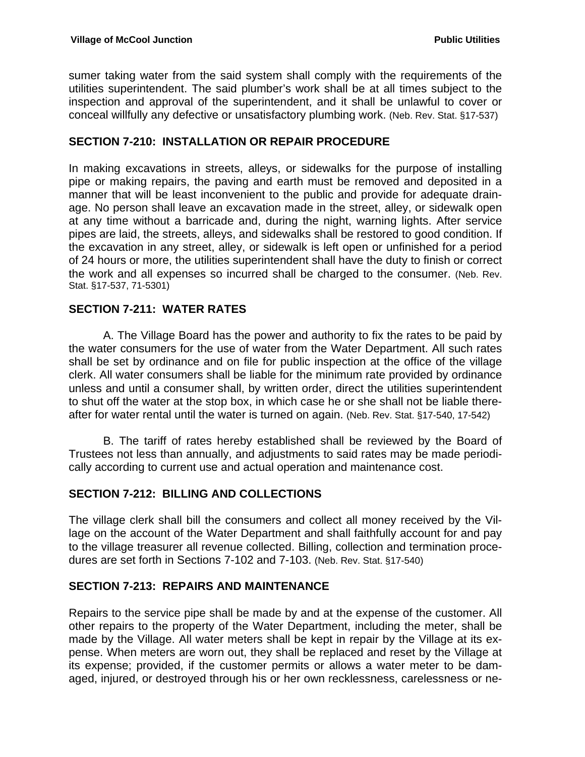sumer taking water from the said system shall comply with the requirements of the utilities superintendent. The said plumber's work shall be at all times subject to the inspection and approval of the superintendent, and it shall be unlawful to cover or conceal willfully any defective or unsatisfactory plumbing work. (Neb. Rev. Stat. §17-537)

## SECTION 7-210: INSTALLATION OR REPAIR PROCEDURE

In making excavations in streets, alleys, or sidewalks for the purpose of installing pipe or making repairs, the paving and earth must be removed and deposited in a manner that will be least inconvenient to the public and provide for adequate drainage. No person shall leave an excavation made in the street, alley, or sidewalk open at any time without a barricade and, during the night, warning lights. After service pipes are laid, the streets, alleys, and sidewalks shall be restored to good condition. If the excavation in any street, alley, or sidewalk is left open or unfinished for a period of 24 hours or more, the utilities superintendent shall have the duty to finish or correct the work and all expenses so incurred shall be charged to the consumer. (Neb. Rev. Stat. §17-537, 71-5301)

## SECTION 7-211: WATER RATES

A. The Village Board has the power and authority to fix the rates to be paid by the water consumers for the use of water from the Water Department. All such rates shall be set by ordinance and on file for public inspection at the office of the village clerk. All water consumers shall be liable for the minimum rate provided by ordinance unless and until a consumer shall, by written order, direct the utilities superintendent to shut off the water at the stop box, in which case he or she shall not be liable thereafter for water rental until the water is turned on again. (Neb. Rev. Stat. §17-540, 17-542)

B. The tariff of rates hereby established shall be reviewed by the Board of Trustees not less than annually, and adjustments to said rates may be made periodically according to current use and actual operation and maintenance cost.

## SECTION 7-212: BILLING AND COLLECTIONS

The village clerk shall bill the consumers and collect all money received by the Village on the account of the Water Department and shall faithfully account for and pay to the village treasurer all revenue collected. Billing, collection and termination procedures are set forth in Sections 7-102 and 7-103. (Neb. Rev. Stat. §17-540)

## SECTION 7-213: REPAIRS AND MAINTENANCE

Repairs to the service pipe shall be made by and at the expense of the customer. All other repairs to the property of the Water Department, including the meter, shall be made by the Village. All water meters shall be kept in repair by the Village at its expense. When meters are worn out, they shall be replaced and reset by the Village at its expense; provided, if the customer permits or allows a water meter to be damaged, injured, or destroyed through his or her own recklessness, carelessness or ne-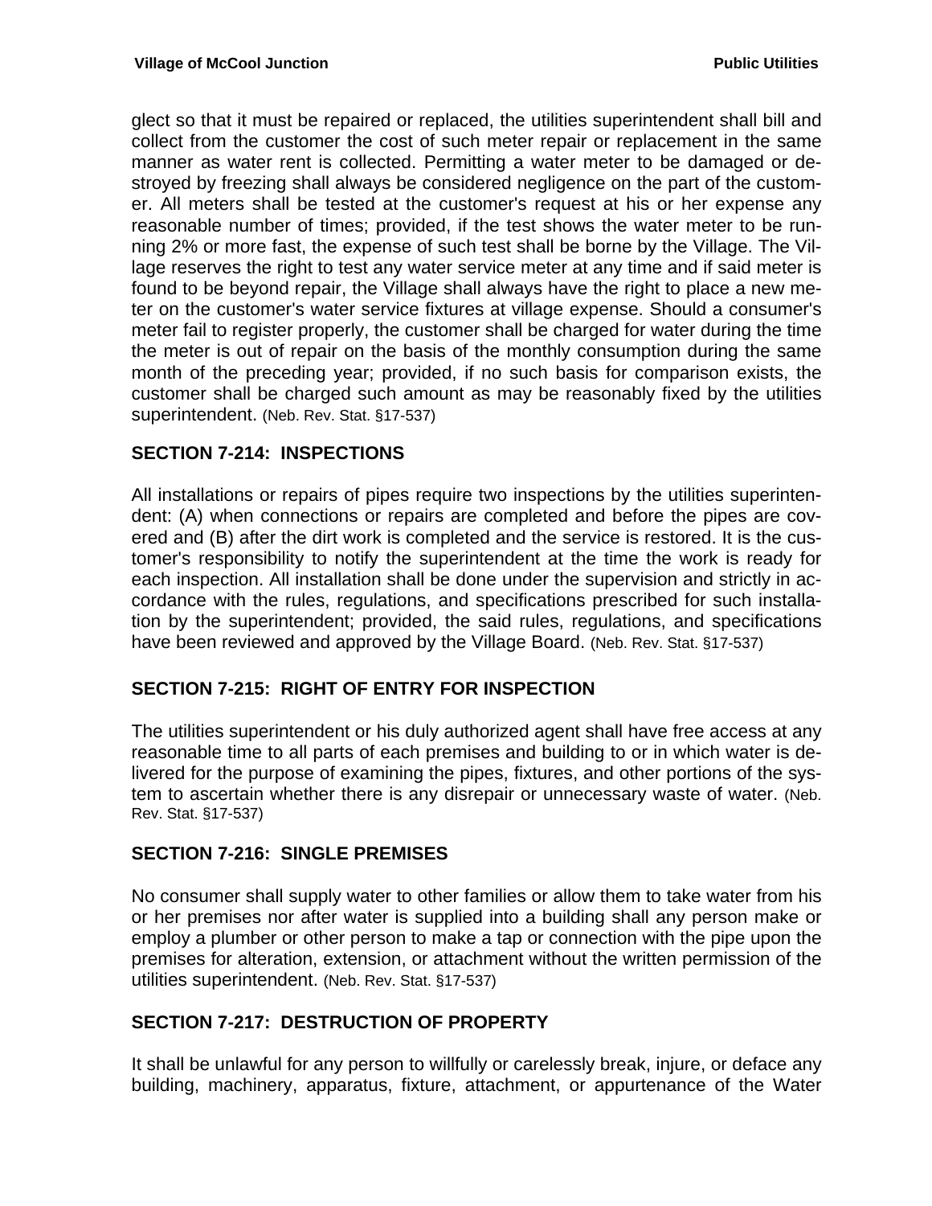glect so that it must be repaired or replaced, the utilities superintendent shall bill and collect from the customer the cost of such meter repair or replacement in the same manner as water rent is collected. Permitting a water meter to be damaged or destroyed by freezing shall always be considered negligence on the part of the customer. All meters shall be tested at the customer's request at his or her expense any reasonable number of times; provided, if the test shows the water meter to be running 2% or more fast, the expense of such test shall be borne by the Village. The Village reserves the right to test any water service meter at any time and if said meter is found to be beyond repair, the Village shall always have the right to place a new meter on the customer's water service fixtures at village expense. Should a consumer's meter fail to register properly, the customer shall be charged for water during the time the meter is out of repair on the basis of the monthly consumption during the same month of the preceding year; provided, if no such basis for comparison exists, the customer shall be charged such amount as may be reasonably fixed by the utilities superintendent. (Neb. Rev. Stat. §17-537)

## SECTION 7-214: INSPECTIONS

All installations or repairs of pipes require two inspections by the utilities superintendent: (A) when connections or repairs are completed and before the pipes are covered and (B) after the dirt work is completed and the service is restored. It is the customer's responsibility to notify the superintendent at the time the work is ready for each inspection. All installation shall be done under the supervision and strictly in accordance with the rules, regulations, and specifications prescribed for such installation by the superintendent; provided, the said rules, regulations, and specifications have been reviewed and approved by the Village Board. (Neb. Rev. Stat. §17-537)

## SECTION 7-215: RIGHT OF ENTRY FOR INSPECTION

The utilities superintendent or his duly authorized agent shall have free access at any reasonable time to all parts of each premises and building to or in which water is delivered for the purpose of examining the pipes, fixtures, and other portions of the system to ascertain whether there is any disrepair or unnecessary waste of water. (Neb. Rev. Stat. §17-537)

## SECTION 7-216: SINGLE PREMISES

No consumer shall supply water to other families or allow them to take water from his or her premises nor after water is supplied into a building shall any person make or employ a plumber or other person to make a tap or connection with the pipe upon the premises for alteration, extension, or attachment without the written permission of the utilities superintendent. (Neb. Rev. Stat. §17-537)

## SECTION 7-217: DESTRUCTION OF PROPERTY

It shall be unlawful for any person to willfully or carelessly break, injure, or deface any building, machinery, apparatus, fixture, attachment, or appurtenance of the Water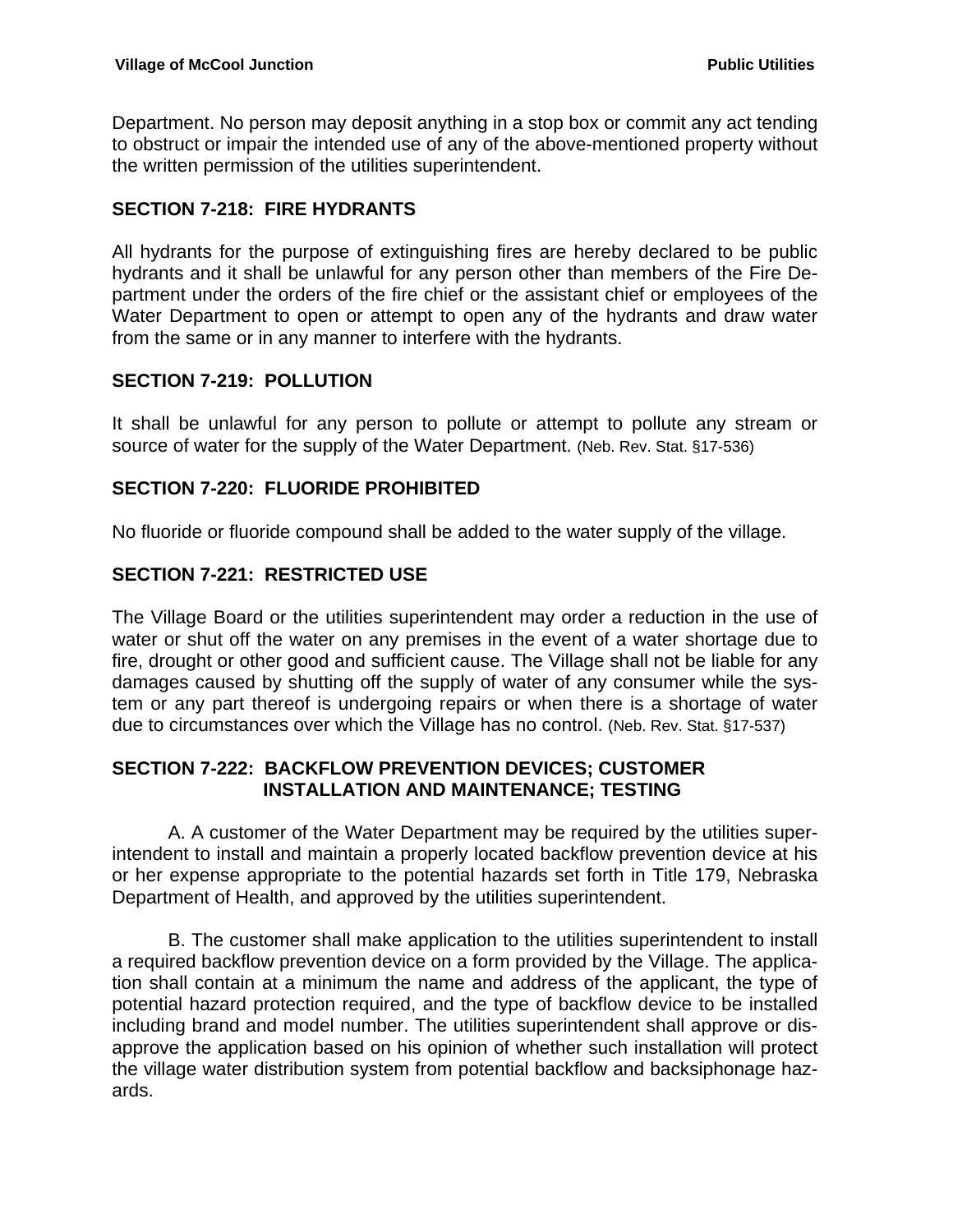Department. No person may deposit anything in a stop box or commit any act tending to obstruct or impair the intended use of any of the above-mentioned property without the written permission of the utilities superintendent.

## SECTION 7-218: FIRE HYDRANTS

All hydrants for the purpose of extinguishing fires are hereby declared to be public hydrants and it shall be unlawful for any person other than members of the Fire Department under the orders of the fire chief or the assistant chief or employees of the Water Department to open or attempt to open any of the hydrants and draw water from the same or in any manner to interfere with the hydrants.

## SECTION 7-219: POLLUTION

It shall be unlawful for any person to pollute or attempt to pollute any stream or source of water for the supply of the Water Department. (Neb. Rev. Stat. §17-536)

## SECTION 7-220: FLUORIDE PROHIBITED

No fluoride or fluoride compound shall be added to the water supply of the village.

## SECTION 7-221: RESTRICTED USE

The Village Board or the utilities superintendent may order a reduction in the use of water or shut off the water on any premises in the event of a water shortage due to fire, drought or other good and sufficient cause. The Village shall not be liable for any damages caused by shutting off the supply of water of any consumer while the system or any part thereof is undergoing repairs or when there is a shortage of water due to circumstances over which the Village has no control. (Neb. Rev. Stat. §17-537)

## SECTION 7-222: BACKFLOW PREVENTION DEVICES; CUSTOMER INSTALLATION AND MAINTENANCE; TESTING

A. A customer of the Water Department may be required by the utilities superintendent to install and maintain a properly located backflow prevention device at his or her expense appropriate to the potential hazards set forth in Title 179, Nebraska Department of Health, and approved by the utilities superintendent.

B. The customer shall make application to the utilities superintendent to install a required backflow prevention device on a form provided by the Village. The application shall contain at a minimum the name and address of the applicant, the type of potential hazard protection required, and the type of backflow device to be installed including brand and model number. The utilities superintendent shall approve or disapprove the application based on his opinion of whether such installation will protect the village water distribution system from potential backflow and backsiphonage hazards.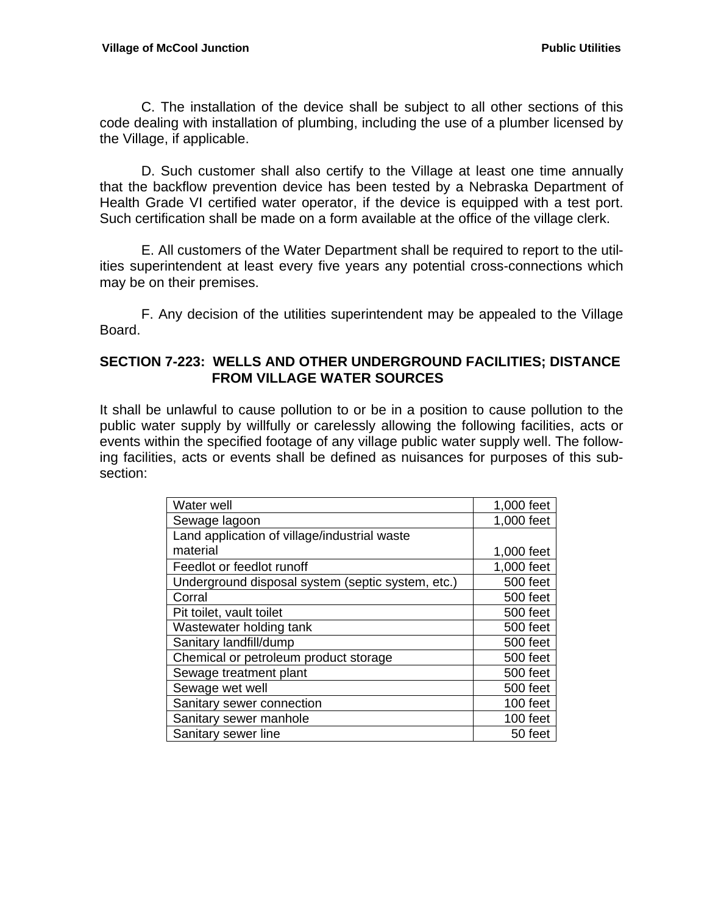C. The installation of the device shall be subject to all other sections of this code dealing with installation of plumbing, including the use of a plumber licensed by the Village, if applicable.

D. Such customer shall also certify to the Village at least one time annually that the backflow prevention device has been tested by a Nebraska Department of Health Grade VI certified water operator, if the device is equipped with a test port. Such certification shall be made on a form available at the office of the village clerk.

E. All customers of the Water Department shall be required to report to the utilities superintendent at least every five years any potential cross-connections which may be on their premises.

F. Any decision of the utilities superintendent may be appealed to the Village Board.

## SECTION 7-223: WELLS AND OTHER UNDERGROUND FACILITIES; DISTANCE FROM VILLAGE WATER SOURCES

It shall be unlawful to cause pollution to or be in a position to cause pollution to the public water supply by willfully or carelessly allowing the following facilities, acts or events within the specified footage of any village public water supply well. The following facilities, acts or events shall be defined as nuisances for purposes of this subsection:

| | |
|---|---:|
| Water well | 1,000 feet |
| Sewage lagoon | 1,000 feet |
| Land application of village/industrial waste material | 1,000 feet |
| Feedlot or feedlot runoff | 1,000 feet |
| Underground disposal system (septic system, etc.) | 500 feet |
| Corral | 500 feet |
| Pit toilet, vault toilet | 500 feet |
| Wastewater holding tank | 500 feet |
| Sanitary landfill/dump | 500 feet |
| Chemical or petroleum product storage | 500 feet |
| Sewage treatment plant | 500 feet |
| Sewage wet well | 500 feet |
| Sanitary sewer connection | 100 feet |
| Sanitary sewer manhole | 100 feet |
| Sanitary sewer line | 50 feet |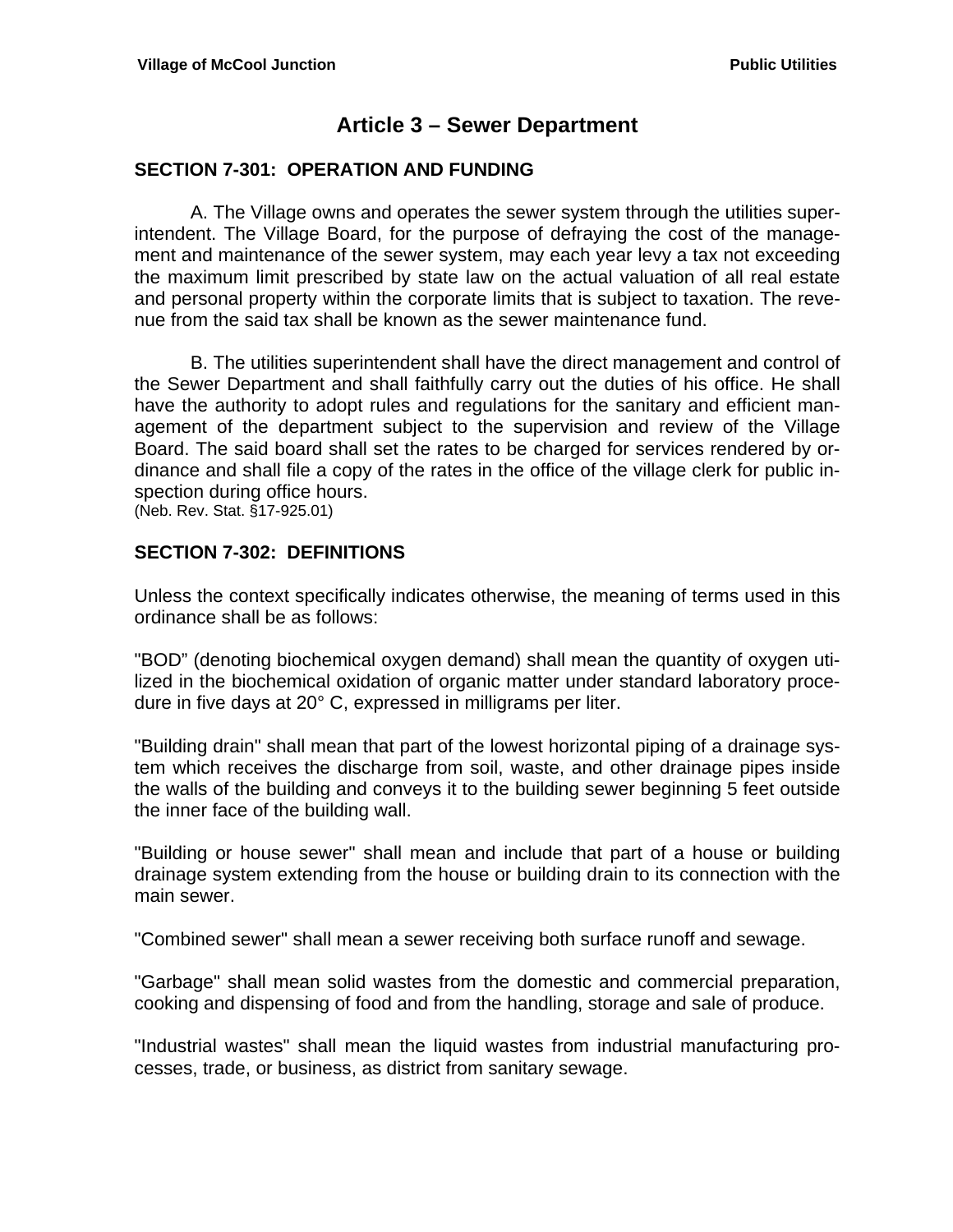# Article 3 – Sewer Department

## SECTION 7-301: OPERATION AND FUNDING

A. The Village owns and operates the sewer system through the utilities superintendent. The Village Board, for the purpose of defraying the cost of the management and maintenance of the sewer system, may each year levy a tax not exceeding the maximum limit prescribed by state law on the actual valuation of all real estate and personal property within the corporate limits that is subject to taxation. The revenue from the said tax shall be known as the sewer maintenance fund.

B. The utilities superintendent shall have the direct management and control of the Sewer Department and shall faithfully carry out the duties of his office. He shall have the authority to adopt rules and regulations for the sanitary and efficient management of the department subject to the supervision and review of the Village Board. The said board shall set the rates to be charged for services rendered by ordinance and shall file a copy of the rates in the office of the village clerk for public inspection during office hours.
(Neb. Rev. Stat. §17-925.01)

## SECTION 7-302: DEFINITIONS

Unless the context specifically indicates otherwise, the meaning of terms used in this ordinance shall be as follows:

"BOD" (denoting biochemical oxygen demand) shall mean the quantity of oxygen utilized in the biochemical oxidation of organic matter under standard laboratory procedure in five days at 20° C, expressed in milligrams per liter.

"Building drain" shall mean that part of the lowest horizontal piping of a drainage system which receives the discharge from soil, waste, and other drainage pipes inside the walls of the building and conveys it to the building sewer beginning 5 feet outside the inner face of the building wall.

"Building or house sewer" shall mean and include that part of a house or building drainage system extending from the house or building drain to its connection with the main sewer.

"Combined sewer" shall mean a sewer receiving both surface runoff and sewage.

"Garbage" shall mean solid wastes from the domestic and commercial preparation, cooking and dispensing of food and from the handling, storage and sale of produce.

"Industrial wastes" shall mean the liquid wastes from industrial manufacturing processes, trade, or business, as district from sanitary sewage.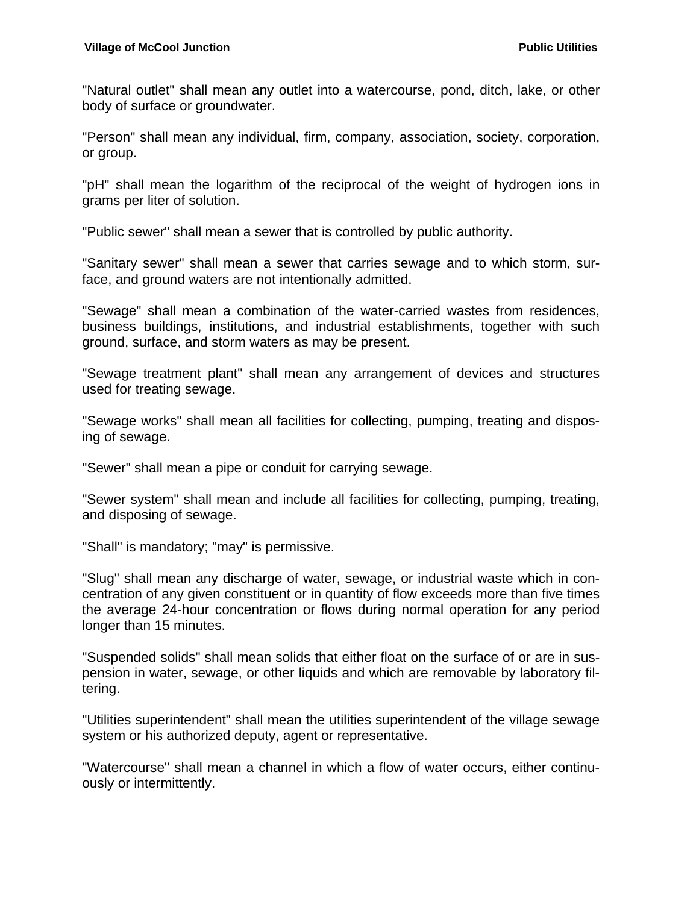"Natural outlet" shall mean any outlet into a watercourse, pond, ditch, lake, or other body of surface or groundwater.

"Person" shall mean any individual, firm, company, association, society, corporation, or group.

"pH" shall mean the logarithm of the reciprocal of the weight of hydrogen ions in grams per liter of solution.

"Public sewer" shall mean a sewer that is controlled by public authority.

"Sanitary sewer" shall mean a sewer that carries sewage and to which storm, surface, and ground waters are not intentionally admitted.

"Sewage" shall mean a combination of the water-carried wastes from residences, business buildings, institutions, and industrial establishments, together with such ground, surface, and storm waters as may be present.

"Sewage treatment plant" shall mean any arrangement of devices and structures used for treating sewage.

"Sewage works" shall mean all facilities for collecting, pumping, treating and disposing of sewage.

"Sewer" shall mean a pipe or conduit for carrying sewage.

"Sewer system" shall mean and include all facilities for collecting, pumping, treating, and disposing of sewage.

"Shall" is mandatory; "may" is permissive.

"Slug" shall mean any discharge of water, sewage, or industrial waste which in concentration of any given constituent or in quantity of flow exceeds more than five times the average 24-hour concentration or flows during normal operation for any period longer than 15 minutes.

"Suspended solids" shall mean solids that either float on the surface of or are in suspension in water, sewage, or other liquids and which are removable by laboratory filtering.

"Utilities superintendent" shall mean the utilities superintendent of the village sewage system or his authorized deputy, agent or representative.

"Watercourse" shall mean a channel in which a flow of water occurs, either continuously or intermittently.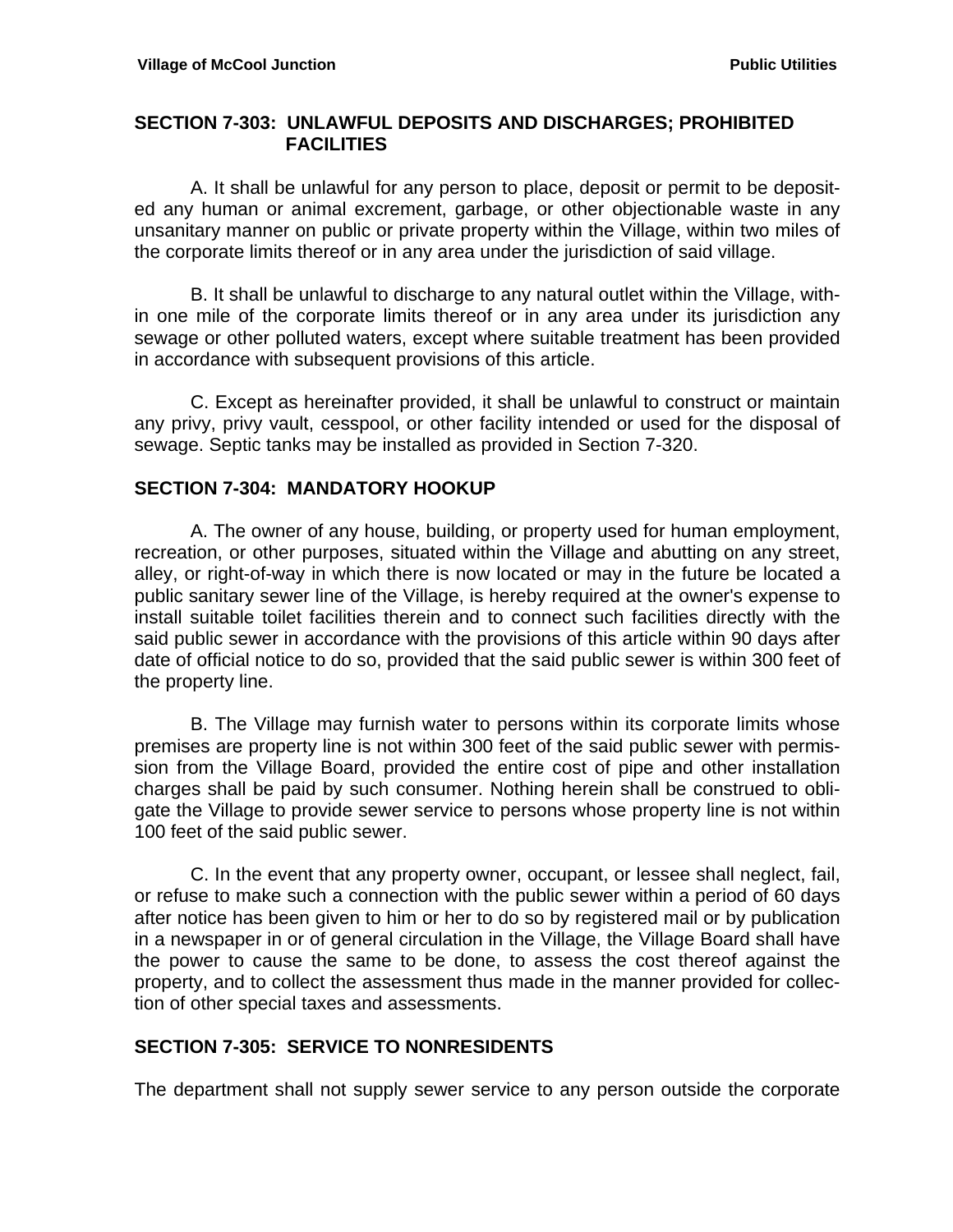## SECTION 7-303: UNLAWFUL DEPOSITS AND DISCHARGES; PROHIBITED FACILITIES

A. It shall be unlawful for any person to place, deposit or permit to be deposited any human or animal excrement, garbage, or other objectionable waste in any unsanitary manner on public or private property within the Village, within two miles of the corporate limits thereof or in any area under the jurisdiction of said village.

B. It shall be unlawful to discharge to any natural outlet within the Village, within one mile of the corporate limits thereof or in any area under its jurisdiction any sewage or other polluted waters, except where suitable treatment has been provided in accordance with subsequent provisions of this article.

C. Except as hereinafter provided, it shall be unlawful to construct or maintain any privy, privy vault, cesspool, or other facility intended or used for the disposal of sewage. Septic tanks may be installed as provided in Section 7-320.

## SECTION 7-304: MANDATORY HOOKUP

A. The owner of any house, building, or property used for human employment, recreation, or other purposes, situated within the Village and abutting on any street, alley, or right-of-way in which there is now located or may in the future be located a public sanitary sewer line of the Village, is hereby required at the owner's expense to install suitable toilet facilities therein and to connect such facilities directly with the said public sewer in accordance with the provisions of this article within 90 days after date of official notice to do so, provided that the said public sewer is within 300 feet of the property line.

B. The Village may furnish water to persons within its corporate limits whose premises are property line is not within 300 feet of the said public sewer with permission from the Village Board, provided the entire cost of pipe and other installation charges shall be paid by such consumer. Nothing herein shall be construed to obligate the Village to provide sewer service to persons whose property line is not within 100 feet of the said public sewer.

C. In the event that any property owner, occupant, or lessee shall neglect, fail, or refuse to make such a connection with the public sewer within a period of 60 days after notice has been given to him or her to do so by registered mail or by publication in a newspaper in or of general circulation in the Village, the Village Board shall have the power to cause the same to be done, to assess the cost thereof against the property, and to collect the assessment thus made in the manner provided for collection of other special taxes and assessments.

## SECTION 7-305: SERVICE TO NONRESIDENTS

The department shall not supply sewer service to any person outside the corporate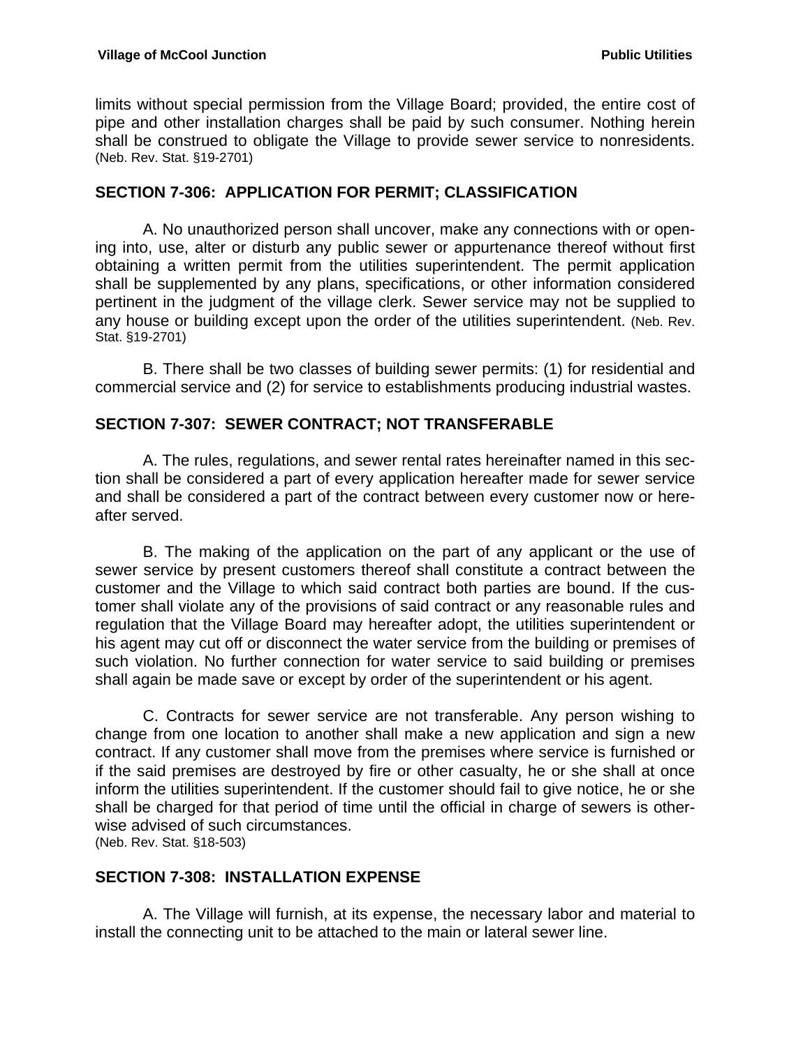limits without special permission from the Village Board; provided, the entire cost of pipe and other installation charges shall be paid by such consumer. Nothing herein shall be construed to obligate the Village to provide sewer service to nonresidents. (Neb. Rev. Stat. §19-2701)

### SECTION 7-306: APPLICATION FOR PERMIT; CLASSIFICATION

A. No unauthorized person shall uncover, make any connections with or opening into, use, alter or disturb any public sewer or appurtenance thereof without first obtaining a written permit from the utilities superintendent. The permit application shall be supplemented by any plans, specifications, or other information considered pertinent in the judgment of the village clerk. Sewer service may not be supplied to any house or building except upon the order of the utilities superintendent. (Neb. Rev. Stat. §19-2701)

B. There shall be two classes of building sewer permits: (1) for residential and commercial service and (2) for service to establishments producing industrial wastes.

### SECTION 7-307: SEWER CONTRACT; NOT TRANSFERABLE

A. The rules, regulations, and sewer rental rates hereinafter named in this section shall be considered a part of every application hereafter made for sewer service and shall be considered a part of the contract between every customer now or hereafter served.

B. The making of the application on the part of any applicant or the use of sewer service by present customers thereof shall constitute a contract between the customer and the Village to which said contract both parties are bound. If the customer shall violate any of the provisions of said contract or any reasonable rules and regulation that the Village Board may hereafter adopt, the utilities superintendent or his agent may cut off or disconnect the water service from the building or premises of such violation. No further connection for water service to said building or premises shall again be made save or except by order of the superintendent or his agent.

C. Contracts for sewer service are not transferable. Any person wishing to change from one location to another shall make a new application and sign a new contract. If any customer shall move from the premises where service is furnished or if the said premises are destroyed by fire or other casualty, he or she shall at once inform the utilities superintendent. If the customer should fail to give notice, he or she shall be charged for that period of time until the official in charge of sewers is otherwise advised of such circumstances.
(Neb. Rev. Stat. §18-503)

### SECTION 7-308: INSTALLATION EXPENSE

A. The Village will furnish, at its expense, the necessary labor and material to install the connecting unit to be attached to the main or lateral sewer line.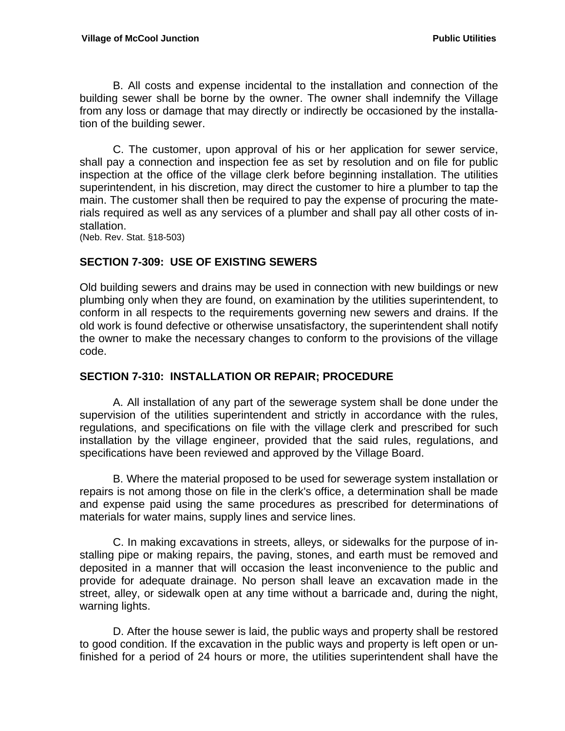B. All costs and expense incidental to the installation and connection of the building sewer shall be borne by the owner. The owner shall indemnify the Village from any loss or damage that may directly or indirectly be occasioned by the installation of the building sewer.

C. The customer, upon approval of his or her application for sewer service, shall pay a connection and inspection fee as set by resolution and on file for public inspection at the office of the village clerk before beginning installation. The utilities superintendent, in his discretion, may direct the customer to hire a plumber to tap the main. The customer shall then be required to pay the expense of procuring the materials required as well as any services of a plumber and shall pay all other costs of installation.
(Neb. Rev. Stat. §18-503)

## SECTION 7-309: USE OF EXISTING SEWERS

Old building sewers and drains may be used in connection with new buildings or new plumbing only when they are found, on examination by the utilities superintendent, to conform in all respects to the requirements governing new sewers and drains. If the old work is found defective or otherwise unsatisfactory, the superintendent shall notify the owner to make the necessary changes to conform to the provisions of the village code.

## SECTION 7-310: INSTALLATION OR REPAIR; PROCEDURE

A. All installation of any part of the sewerage system shall be done under the supervision of the utilities superintendent and strictly in accordance with the rules, regulations, and specifications on file with the village clerk and prescribed for such installation by the village engineer, provided that the said rules, regulations, and specifications have been reviewed and approved by the Village Board.

B. Where the material proposed to be used for sewerage system installation or repairs is not among those on file in the clerk's office, a determination shall be made and expense paid using the same procedures as prescribed for determinations of materials for water mains, supply lines and service lines.

C. In making excavations in streets, alleys, or sidewalks for the purpose of installing pipe or making repairs, the paving, stones, and earth must be removed and deposited in a manner that will occasion the least inconvenience to the public and provide for adequate drainage. No person shall leave an excavation made in the street, alley, or sidewalk open at any time without a barricade and, during the night, warning lights.

D. After the house sewer is laid, the public ways and property shall be restored to good condition. If the excavation in the public ways and property is left open or unfinished for a period of 24 hours or more, the utilities superintendent shall have the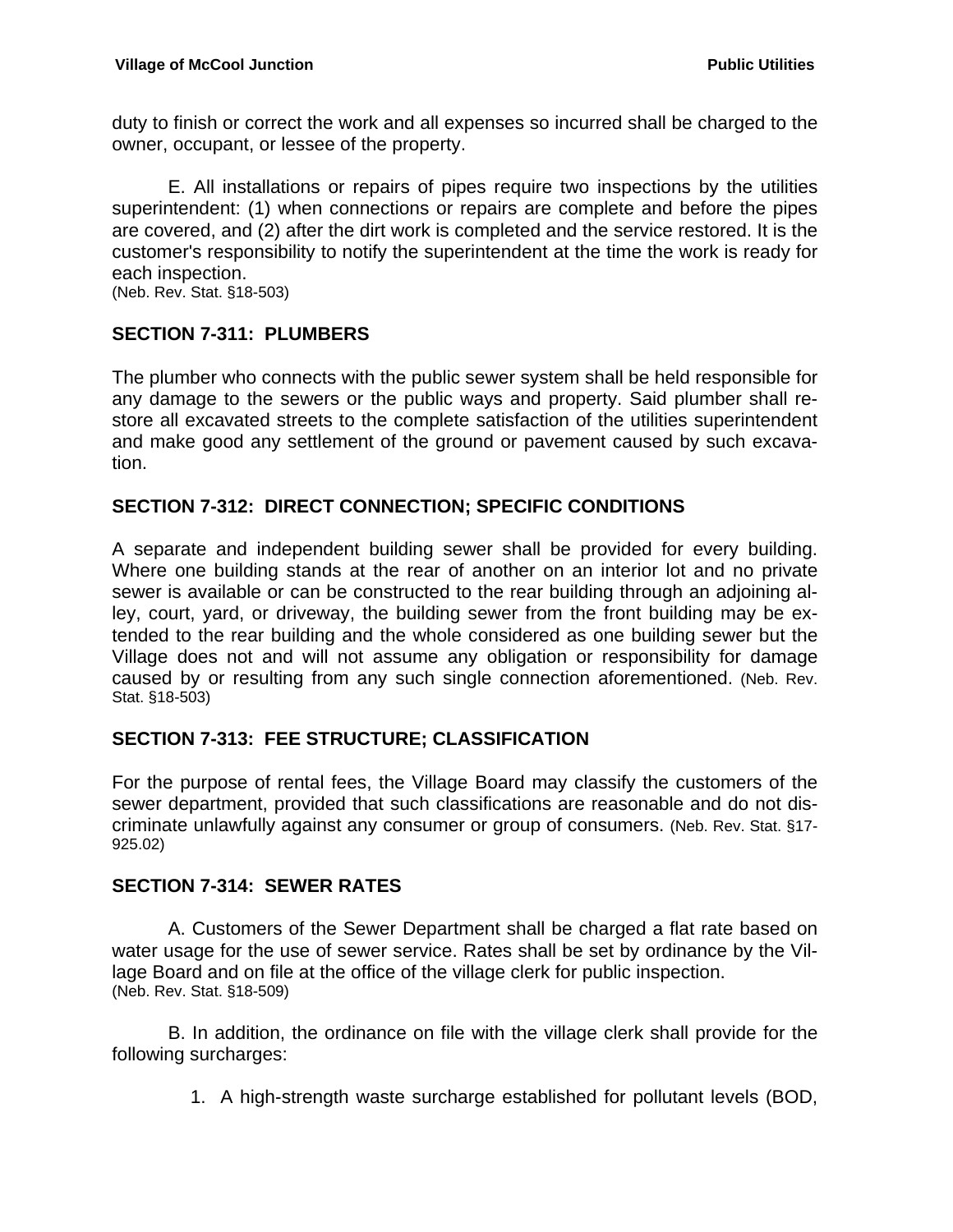duty to finish or correct the work and all expenses so incurred shall be charged to the owner, occupant, or lessee of the property.

E. All installations or repairs of pipes require two inspections by the utilities superintendent: (1) when connections or repairs are complete and before the pipes are covered, and (2) after the dirt work is completed and the service restored. It is the customer's responsibility to notify the superintendent at the time the work is ready for each inspection.
(Neb. Rev. Stat. §18-503)

## SECTION 7-311: PLUMBERS

The plumber who connects with the public sewer system shall be held responsible for any damage to the sewers or the public ways and property. Said plumber shall restore all excavated streets to the complete satisfaction of the utilities superintendent and make good any settlement of the ground or pavement caused by such excavation.

## SECTION 7-312: DIRECT CONNECTION; SPECIFIC CONDITIONS

A separate and independent building sewer shall be provided for every building. Where one building stands at the rear of another on an interior lot and no private sewer is available or can be constructed to the rear building through an adjoining alley, court, yard, or driveway, the building sewer from the front building may be extended to the rear building and the whole considered as one building sewer but the Village does not and will not assume any obligation or responsibility for damage caused by or resulting from any such single connection aforementioned. (Neb. Rev. Stat. §18-503)

## SECTION 7-313: FEE STRUCTURE; CLASSIFICATION

For the purpose of rental fees, the Village Board may classify the customers of the sewer department, provided that such classifications are reasonable and do not discriminate unlawfully against any consumer or group of consumers. (Neb. Rev. Stat. §17-925.02)

## SECTION 7-314: SEWER RATES

A. Customers of the Sewer Department shall be charged a flat rate based on water usage for the use of sewer service. Rates shall be set by ordinance by the Village Board and on file at the office of the village clerk for public inspection.
(Neb. Rev. Stat. §18-509)

B. In addition, the ordinance on file with the village clerk shall provide for the following surcharges:

1. A high-strength waste surcharge established for pollutant levels (BOD,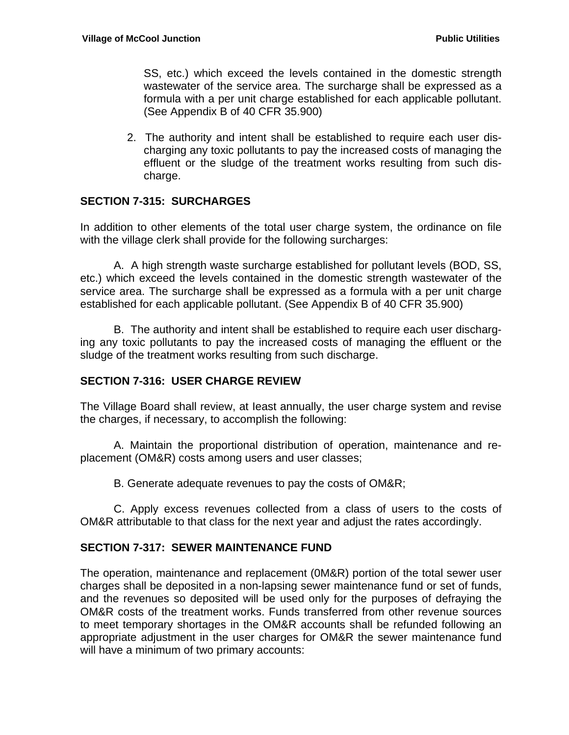SS, etc.) which exceed the levels contained in the domestic strength wastewater of the service area. The surcharge shall be expressed as a formula with a per unit charge established for each applicable pollutant. (See Appendix B of 40 CFR 35.900)

2. The authority and intent shall be established to require each user discharging any toxic pollutants to pay the increased costs of managing the effluent or the sludge of the treatment works resulting from such discharge.

## SECTION 7-315: SURCHARGES

In addition to other elements of the total user charge system, the ordinance on file with the village clerk shall provide for the following surcharges:

A. A high strength waste surcharge established for pollutant levels (BOD, SS, etc.) which exceed the levels contained in the domestic strength wastewater of the service area. The surcharge shall be expressed as a formula with a per unit charge established for each applicable pollutant. (See Appendix B of 40 CFR 35.900)

B. The authority and intent shall be established to require each user discharging any toxic pollutants to pay the increased costs of managing the effluent or the sludge of the treatment works resulting from such discharge.

## SECTION 7-316: USER CHARGE REVIEW

The Village Board shall review, at least annually, the user charge system and revise the charges, if necessary, to accomplish the following:

A. Maintain the proportional distribution of operation, maintenance and replacement (OM&R) costs among users and user classes;

B. Generate adequate revenues to pay the costs of OM&R;

C. Apply excess revenues collected from a class of users to the costs of OM&R attributable to that class for the next year and adjust the rates accordingly.

## SECTION 7-317: SEWER MAINTENANCE FUND

The operation, maintenance and replacement (0M&R) portion of the total sewer user charges shall be deposited in a non-lapsing sewer maintenance fund or set of funds, and the revenues so deposited will be used only for the purposes of defraying the OM&R costs of the treatment works. Funds transferred from other revenue sources to meet temporary shortages in the OM&R accounts shall be refunded following an appropriate adjustment in the user charges for OM&R the sewer maintenance fund will have a minimum of two primary accounts: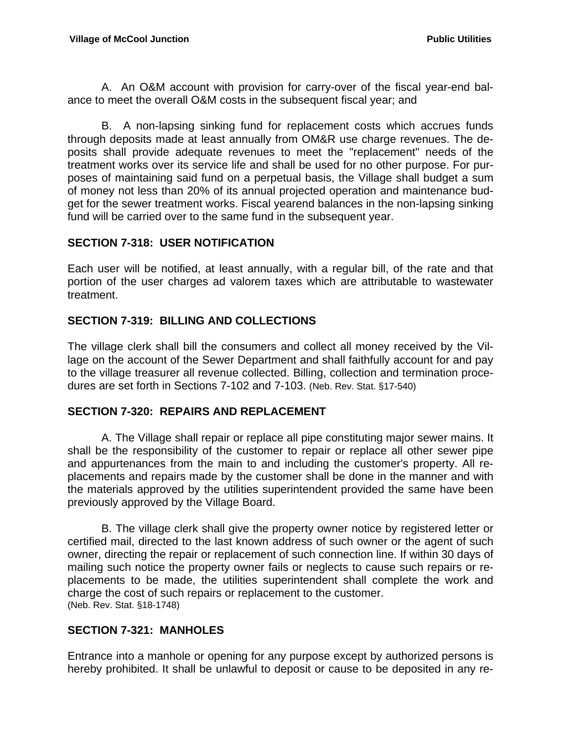A. An O&M account with provision for carry-over of the fiscal year-end balance to meet the overall O&M costs in the subsequent fiscal year; and

B. A non-lapsing sinking fund for replacement costs which accrues funds through deposits made at least annually from OM&R use charge revenues. The deposits shall provide adequate revenues to meet the "replacement" needs of the treatment works over its service life and shall be used for no other purpose. For purposes of maintaining said fund on a perpetual basis, the Village shall budget a sum of money not less than 20% of its annual projected operation and maintenance budget for the sewer treatment works. Fiscal yearend balances in the non-lapsing sinking fund will be carried over to the same fund in the subsequent year.

## SECTION 7-318: USER NOTIFICATION

Each user will be notified, at least annually, with a regular bill, of the rate and that portion of the user charges ad valorem taxes which are attributable to wastewater treatment.

## SECTION 7-319: BILLING AND COLLECTIONS

The village clerk shall bill the consumers and collect all money received by the Village on the account of the Sewer Department and shall faithfully account for and pay to the village treasurer all revenue collected. Billing, collection and termination procedures are set forth in Sections 7-102 and 7-103. (Neb. Rev. Stat. §17-540)

## SECTION 7-320: REPAIRS AND REPLACEMENT

A. The Village shall repair or replace all pipe constituting major sewer mains. It shall be the responsibility of the customer to repair or replace all other sewer pipe and appurtenances from the main to and including the customer's property. All replacements and repairs made by the customer shall be done in the manner and with the materials approved by the utilities superintendent provided the same have been previously approved by the Village Board.

B. The village clerk shall give the property owner notice by registered letter or certified mail, directed to the last known address of such owner or the agent of such owner, directing the repair or replacement of such connection line. If within 30 days of mailing such notice the property owner fails or neglects to cause such repairs or replacements to be made, the utilities superintendent shall complete the work and charge the cost of such repairs or replacement to the customer.
(Neb. Rev. Stat. §18-1748)

## SECTION 7-321: MANHOLES

Entrance into a manhole or opening for any purpose except by authorized persons is hereby prohibited. It shall be unlawful to deposit or cause to be deposited in any re-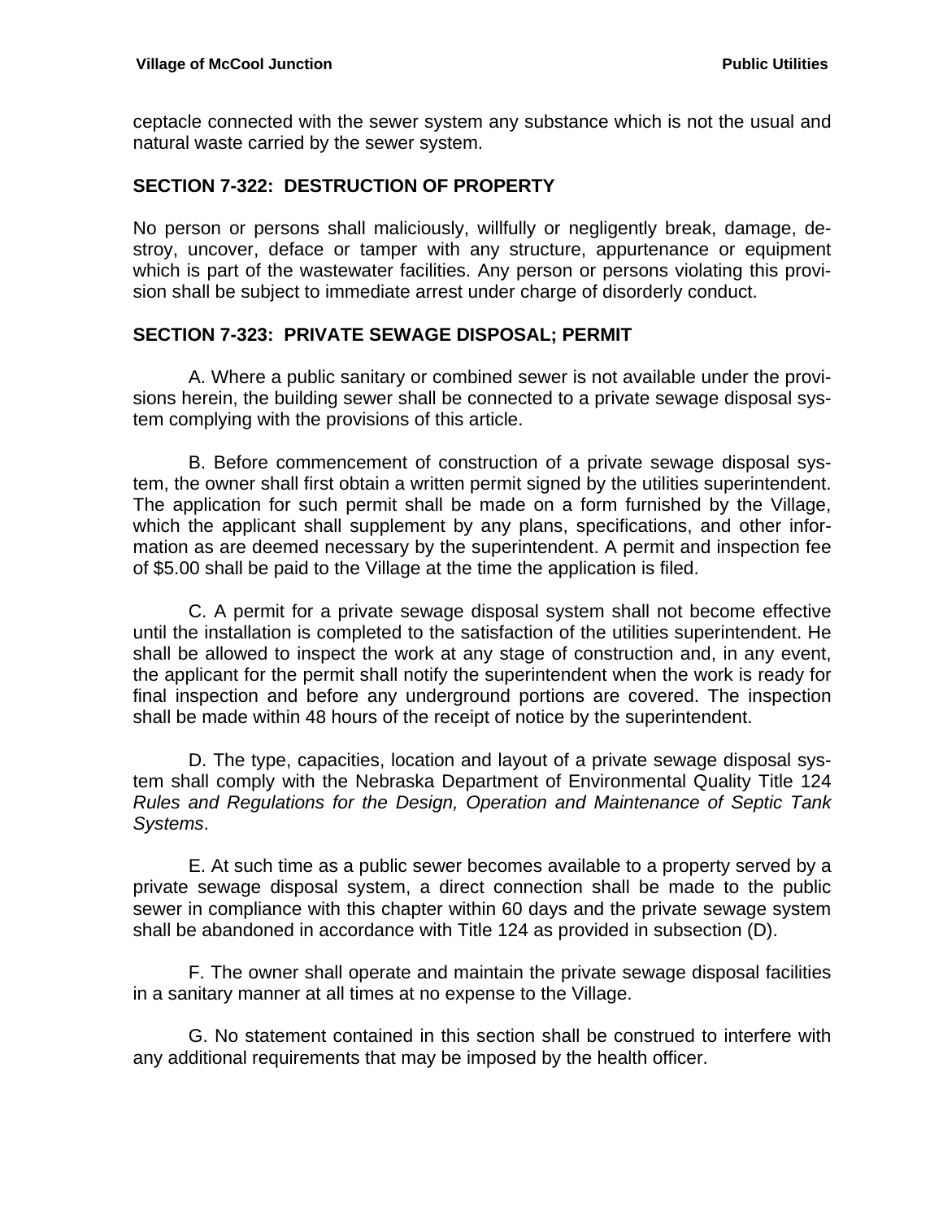ceptacle connected with the sewer system any substance which is not the usual and natural waste carried by the sewer system.

## SECTION 7-322: DESTRUCTION OF PROPERTY

No person or persons shall maliciously, willfully or negligently break, damage, destroy, uncover, deface or tamper with any structure, appurtenance or equipment which is part of the wastewater facilities. Any person or persons violating this provision shall be subject to immediate arrest under charge of disorderly conduct.

## SECTION 7-323: PRIVATE SEWAGE DISPOSAL; PERMIT

A. Where a public sanitary or combined sewer is not available under the provisions herein, the building sewer shall be connected to a private sewage disposal system complying with the provisions of this article.

B. Before commencement of construction of a private sewage disposal system, the owner shall first obtain a written permit signed by the utilities superintendent. The application for such permit shall be made on a form furnished by the Village, which the applicant shall supplement by any plans, specifications, and other information as are deemed necessary by the superintendent. A permit and inspection fee of $5.00 shall be paid to the Village at the time the application is filed.

C. A permit for a private sewage disposal system shall not become effective until the installation is completed to the satisfaction of the utilities superintendent. He shall be allowed to inspect the work at any stage of construction and, in any event, the applicant for the permit shall notify the superintendent when the work is ready for final inspection and before any underground portions are covered. The inspection shall be made within 48 hours of the receipt of notice by the superintendent.

D. The type, capacities, location and layout of a private sewage disposal system shall comply with the Nebraska Department of Environmental Quality Title 124 *Rules and Regulations for the Design, Operation and Maintenance of Septic Tank Systems*.

E. At such time as a public sewer becomes available to a property served by a private sewage disposal system, a direct connection shall be made to the public sewer in compliance with this chapter within 60 days and the private sewage system shall be abandoned in accordance with Title 124 as provided in subsection (D).

F. The owner shall operate and maintain the private sewage disposal facilities in a sanitary manner at all times at no expense to the Village.

G. No statement contained in this section shall be construed to interfere with any additional requirements that may be imposed by the health officer.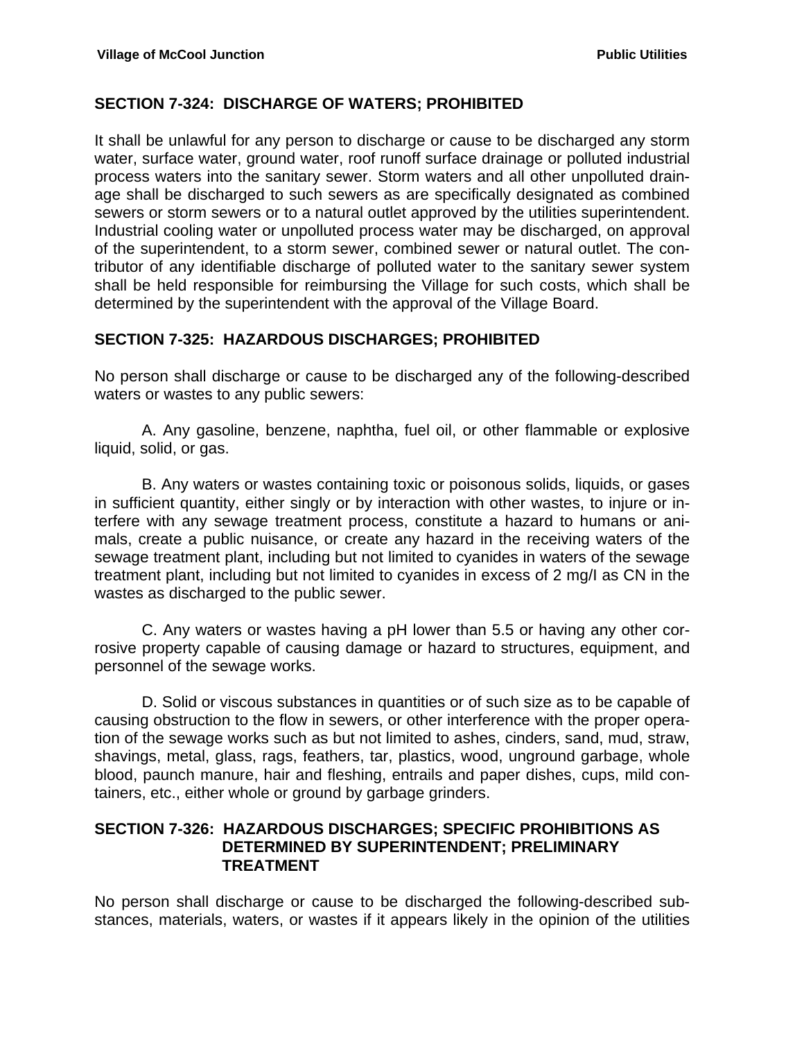## SECTION 7-324: DISCHARGE OF WATERS; PROHIBITED

It shall be unlawful for any person to discharge or cause to be discharged any storm water, surface water, ground water, roof runoff surface drainage or polluted industrial process waters into the sanitary sewer. Storm waters and all other unpolluted drainage shall be discharged to such sewers as are specifically designated as combined sewers or storm sewers or to a natural outlet approved by the utilities superintendent. Industrial cooling water or unpolluted process water may be discharged, on approval of the superintendent, to a storm sewer, combined sewer or natural outlet. The contributor of any identifiable discharge of polluted water to the sanitary sewer system shall be held responsible for reimbursing the Village for such costs, which shall be determined by the superintendent with the approval of the Village Board.

## SECTION 7-325: HAZARDOUS DISCHARGES; PROHIBITED

No person shall discharge or cause to be discharged any of the following-described waters or wastes to any public sewers:

A. Any gasoline, benzene, naphtha, fuel oil, or other flammable or explosive liquid, solid, or gas.

B. Any waters or wastes containing toxic or poisonous solids, liquids, or gases in sufficient quantity, either singly or by interaction with other wastes, to injure or interfere with any sewage treatment process, constitute a hazard to humans or animals, create a public nuisance, or create any hazard in the receiving waters of the sewage treatment plant, including but not limited to cyanides in waters of the sewage treatment plant, including but not limited to cyanides in excess of 2 mg/l as CN in the wastes as discharged to the public sewer.

C. Any waters or wastes having a pH lower than 5.5 or having any other corrosive property capable of causing damage or hazard to structures, equipment, and personnel of the sewage works.

D. Solid or viscous substances in quantities or of such size as to be capable of causing obstruction to the flow in sewers, or other interference with the proper operation of the sewage works such as but not limited to ashes, cinders, sand, mud, straw, shavings, metal, glass, rags, feathers, tar, plastics, wood, unground garbage, whole blood, paunch manure, hair and fleshing, entrails and paper dishes, cups, mild containers, etc., either whole or ground by garbage grinders.

## SECTION 7-326: HAZARDOUS DISCHARGES; SPECIFIC PROHIBITIONS AS DETERMINED BY SUPERINTENDENT; PRELIMINARY TREATMENT

No person shall discharge or cause to be discharged the following-described substances, materials, waters, or wastes if it appears likely in the opinion of the utilities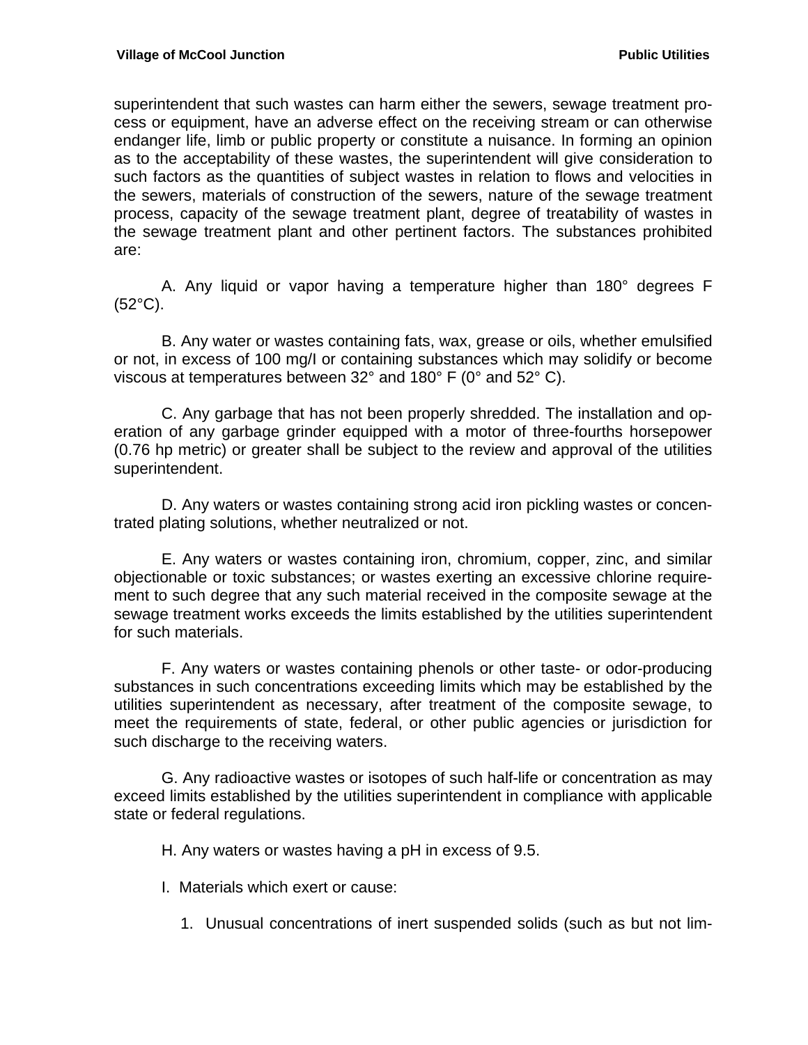superintendent that such wastes can harm either the sewers, sewage treatment process or equipment, have an adverse effect on the receiving stream or can otherwise endanger life, limb or public property or constitute a nuisance. In forming an opinion as to the acceptability of these wastes, the superintendent will give consideration to such factors as the quantities of subject wastes in relation to flows and velocities in the sewers, materials of construction of the sewers, nature of the sewage treatment process, capacity of the sewage treatment plant, degree of treatability of wastes in the sewage treatment plant and other pertinent factors. The substances prohibited are:

A. Any liquid or vapor having a temperature higher than 180° degrees F (52°C).

B. Any water or wastes containing fats, wax, grease or oils, whether emulsified or not, in excess of 100 mg/l or containing substances which may solidify or become viscous at temperatures between 32° and 180° F (0° and 52° C).

C. Any garbage that has not been properly shredded. The installation and operation of any garbage grinder equipped with a motor of three-fourths horsepower (0.76 hp metric) or greater shall be subject to the review and approval of the utilities superintendent.

D. Any waters or wastes containing strong acid iron pickling wastes or concentrated plating solutions, whether neutralized or not.

E. Any waters or wastes containing iron, chromium, copper, zinc, and similar objectionable or toxic substances; or wastes exerting an excessive chlorine requirement to such degree that any such material received in the composite sewage at the sewage treatment works exceeds the limits established by the utilities superintendent for such materials.

F. Any waters or wastes containing phenols or other taste- or odor-producing substances in such concentrations exceeding limits which may be established by the utilities superintendent as necessary, after treatment of the composite sewage, to meet the requirements of state, federal, or other public agencies or jurisdiction for such discharge to the receiving waters.

G. Any radioactive wastes or isotopes of such half-life or concentration as may exceed limits established by the utilities superintendent in compliance with applicable state or federal regulations.

H. Any waters or wastes having a pH in excess of 9.5.

I. Materials which exert or cause:

1. Unusual concentrations of inert suspended solids (such as but not lim-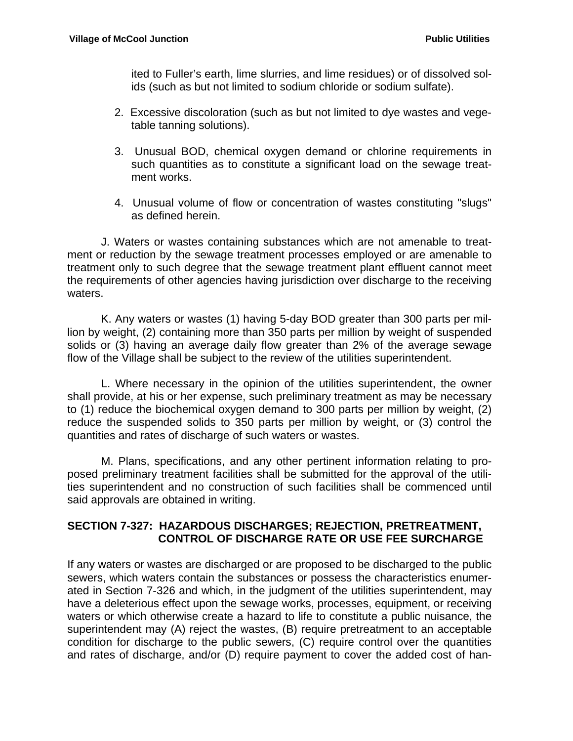ited to Fuller's earth, lime slurries, and lime residues) or of dissolved solids (such as but not limited to sodium chloride or sodium sulfate).

2. Excessive discoloration (such as but not limited to dye wastes and vegetable tanning solutions).

3. Unusual BOD, chemical oxygen demand or chlorine requirements in such quantities as to constitute a significant load on the sewage treatment works.

4. Unusual volume of flow or concentration of wastes constituting "slugs" as defined herein.

J. Waters or wastes containing substances which are not amenable to treatment or reduction by the sewage treatment processes employed or are amenable to treatment only to such degree that the sewage treatment plant effluent cannot meet the requirements of other agencies having jurisdiction over discharge to the receiving waters.

K. Any waters or wastes (1) having 5-day BOD greater than 300 parts per million by weight, (2) containing more than 350 parts per million by weight of suspended solids or (3) having an average daily flow greater than 2% of the average sewage flow of the Village shall be subject to the review of the utilities superintendent.

L. Where necessary in the opinion of the utilities superintendent, the owner shall provide, at his or her expense, such preliminary treatment as may be necessary to (1) reduce the biochemical oxygen demand to 300 parts per million by weight, (2) reduce the suspended solids to 350 parts per million by weight, or (3) control the quantities and rates of discharge of such waters or wastes.

M. Plans, specifications, and any other pertinent information relating to proposed preliminary treatment facilities shall be submitted for the approval of the utilities superintendent and no construction of such facilities shall be commenced until said approvals are obtained in writing.

## SECTION 7-327: HAZARDOUS DISCHARGES; REJECTION, PRETREATMENT, CONTROL OF DISCHARGE RATE OR USE FEE SURCHARGE

If any waters or wastes are discharged or are proposed to be discharged to the public sewers, which waters contain the substances or possess the characteristics enumerated in Section 7-326 and which, in the judgment of the utilities superintendent, may have a deleterious effect upon the sewage works, processes, equipment, or receiving waters or which otherwise create a hazard to life to constitute a public nuisance, the superintendent may (A) reject the wastes, (B) require pretreatment to an acceptable condition for discharge to the public sewers, (C) require control over the quantities and rates of discharge, and/or (D) require payment to cover the added cost of han-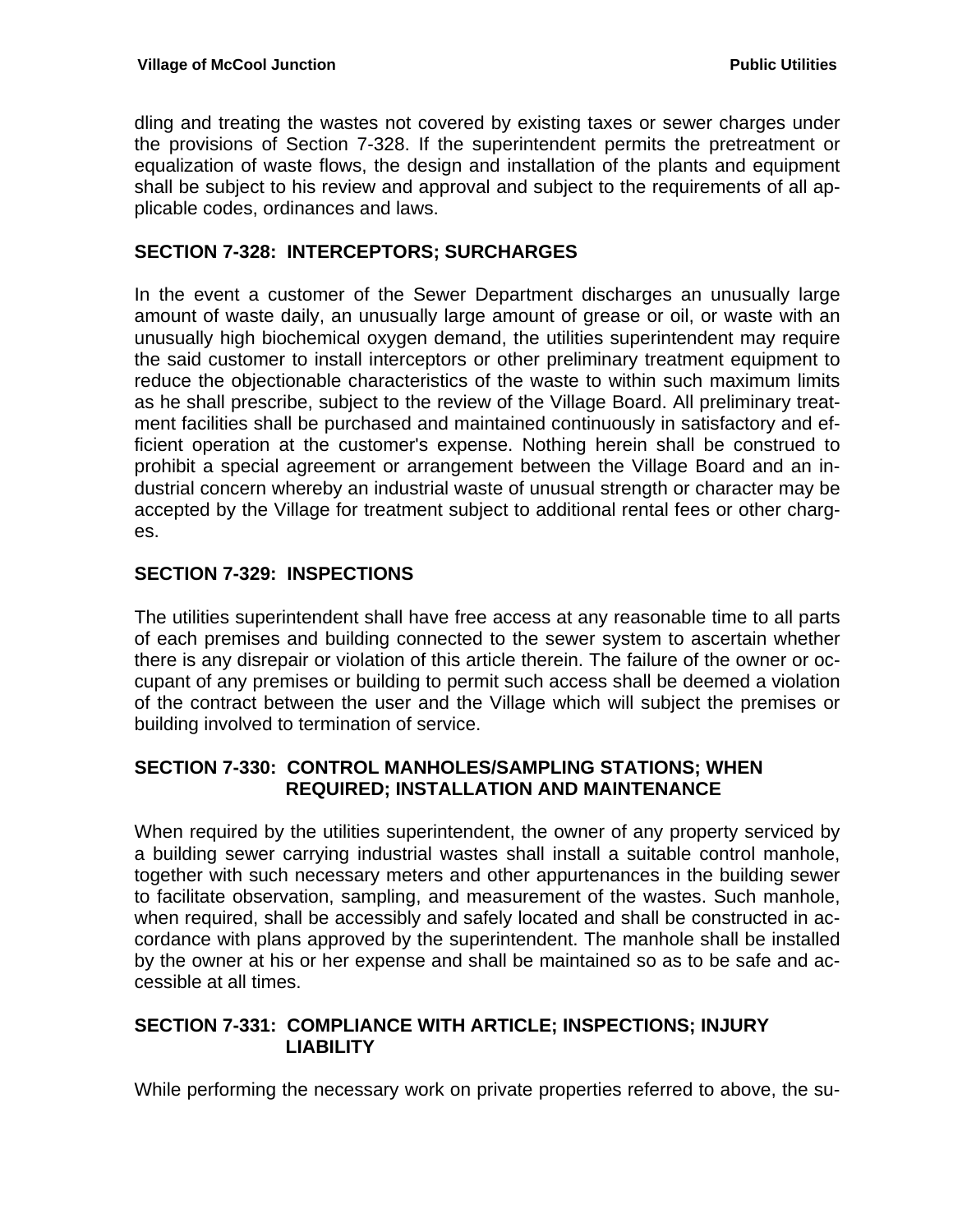dling and treating the wastes not covered by existing taxes or sewer charges under the provisions of Section 7-328. If the superintendent permits the pretreatment or equalization of waste flows, the design and installation of the plants and equipment shall be subject to his review and approval and subject to the requirements of all applicable codes, ordinances and laws.

## SECTION 7-328: INTERCEPTORS; SURCHARGES

In the event a customer of the Sewer Department discharges an unusually large amount of waste daily, an unusually large amount of grease or oil, or waste with an unusually high biochemical oxygen demand, the utilities superintendent may require the said customer to install interceptors or other preliminary treatment equipment to reduce the objectionable characteristics of the waste to within such maximum limits as he shall prescribe, subject to the review of the Village Board. All preliminary treatment facilities shall be purchased and maintained continuously in satisfactory and efficient operation at the customer's expense. Nothing herein shall be construed to prohibit a special agreement or arrangement between the Village Board and an industrial concern whereby an industrial waste of unusual strength or character may be accepted by the Village for treatment subject to additional rental fees or other charges.

## SECTION 7-329: INSPECTIONS

The utilities superintendent shall have free access at any reasonable time to all parts of each premises and building connected to the sewer system to ascertain whether there is any disrepair or violation of this article therein. The failure of the owner or occupant of any premises or building to permit such access shall be deemed a violation of the contract between the user and the Village which will subject the premises or building involved to termination of service.

## SECTION 7-330: CONTROL MANHOLES/SAMPLING STATIONS; WHEN REQUIRED; INSTALLATION AND MAINTENANCE

When required by the utilities superintendent, the owner of any property serviced by a building sewer carrying industrial wastes shall install a suitable control manhole, together with such necessary meters and other appurtenances in the building sewer to facilitate observation, sampling, and measurement of the wastes. Such manhole, when required, shall be accessibly and safely located and shall be constructed in accordance with plans approved by the superintendent. The manhole shall be installed by the owner at his or her expense and shall be maintained so as to be safe and accessible at all times.

## SECTION 7-331: COMPLIANCE WITH ARTICLE; INSPECTIONS; INJURY LIABILITY

While performing the necessary work on private properties referred to above, the su-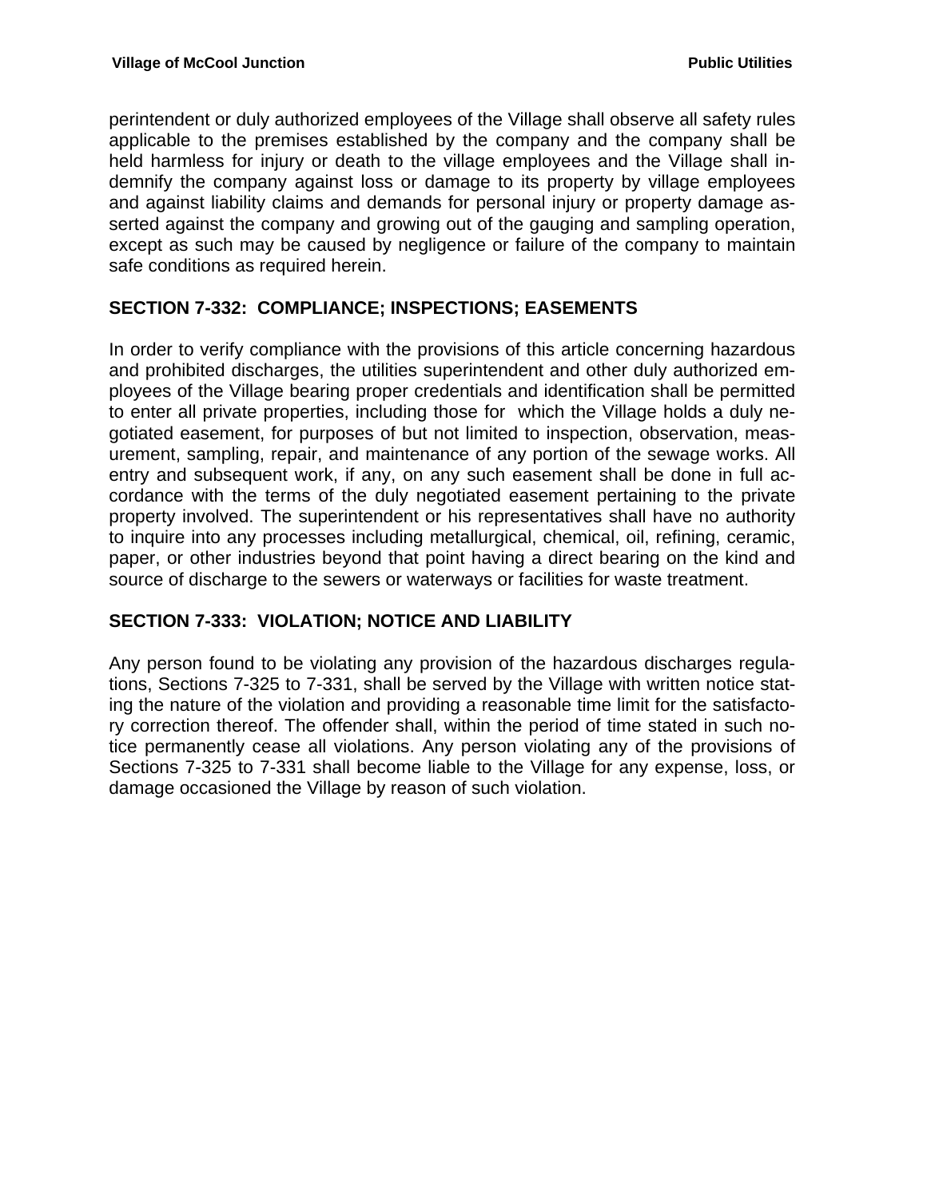perintendent or duly authorized employees of the Village shall observe all safety rules applicable to the premises established by the company and the company shall be held harmless for injury or death to the village employees and the Village shall indemnify the company against loss or damage to its property by village employees and against liability claims and demands for personal injury or property damage asserted against the company and growing out of the gauging and sampling operation, except as such may be caused by negligence or failure of the company to maintain safe conditions as required herein.

## SECTION 7-332: COMPLIANCE; INSPECTIONS; EASEMENTS

In order to verify compliance with the provisions of this article concerning hazardous and prohibited discharges, the utilities superintendent and other duly authorized employees of the Village bearing proper credentials and identification shall be permitted to enter all private properties, including those for which the Village holds a duly negotiated easement, for purposes of but not limited to inspection, observation, measurement, sampling, repair, and maintenance of any portion of the sewage works. All entry and subsequent work, if any, on any such easement shall be done in full accordance with the terms of the duly negotiated easement pertaining to the private property involved. The superintendent or his representatives shall have no authority to inquire into any processes including metallurgical, chemical, oil, refining, ceramic, paper, or other industries beyond that point having a direct bearing on the kind and source of discharge to the sewers or waterways or facilities for waste treatment.

## SECTION 7-333: VIOLATION; NOTICE AND LIABILITY

Any person found to be violating any provision of the hazardous discharges regulations, Sections 7-325 to 7-331, shall be served by the Village with written notice stating the nature of the violation and providing a reasonable time limit for the satisfactory correction thereof. The offender shall, within the period of time stated in such notice permanently cease all violations. Any person violating any of the provisions of Sections 7-325 to 7-331 shall become liable to the Village for any expense, loss, or damage occasioned the Village by reason of such violation.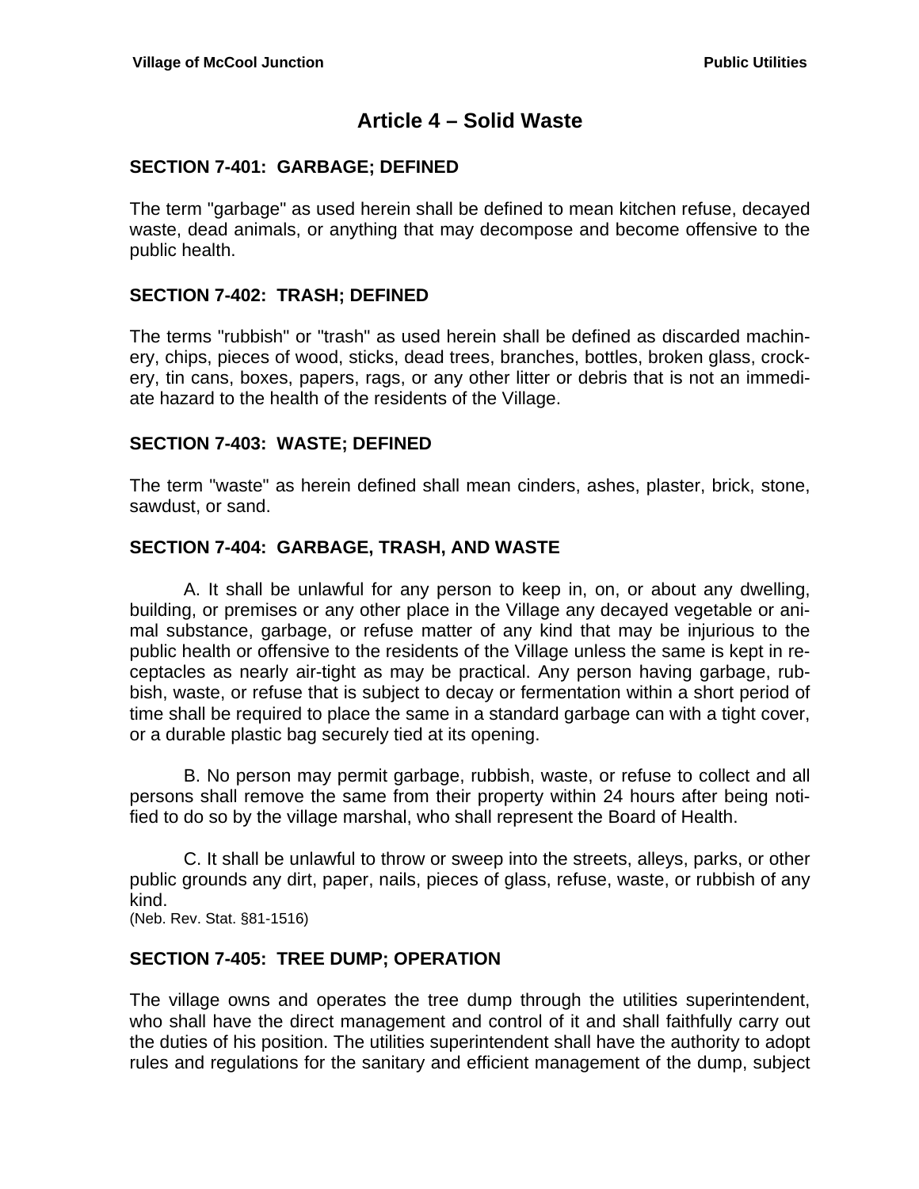# Article 4 – Solid Waste

### SECTION 7-401: GARBAGE; DEFINED

The term "garbage" as used herein shall be defined to mean kitchen refuse, decayed waste, dead animals, or anything that may decompose and become offensive to the public health.

### SECTION 7-402: TRASH; DEFINED

The terms "rubbish" or "trash" as used herein shall be defined as discarded machinery, chips, pieces of wood, sticks, dead trees, branches, bottles, broken glass, crockery, tin cans, boxes, papers, rags, or any other litter or debris that is not an immediate hazard to the health of the residents of the Village.

### SECTION 7-403: WASTE; DEFINED

The term "waste" as herein defined shall mean cinders, ashes, plaster, brick, stone, sawdust, or sand.

### SECTION 7-404: GARBAGE, TRASH, AND WASTE

A. It shall be unlawful for any person to keep in, on, or about any dwelling, building, or premises or any other place in the Village any decayed vegetable or animal substance, garbage, or refuse matter of any kind that may be injurious to the public health or offensive to the residents of the Village unless the same is kept in receptacles as nearly air-tight as may be practical. Any person having garbage, rubbish, waste, or refuse that is subject to decay or fermentation within a short period of time shall be required to place the same in a standard garbage can with a tight cover, or a durable plastic bag securely tied at its opening.

B. No person may permit garbage, rubbish, waste, or refuse to collect and all persons shall remove the same from their property within 24 hours after being notified to do so by the village marshal, who shall represent the Board of Health.

C. It shall be unlawful to throw or sweep into the streets, alleys, parks, or other public grounds any dirt, paper, nails, pieces of glass, refuse, waste, or rubbish of any kind.
(Neb. Rev. Stat. §81-1516)

### SECTION 7-405: TREE DUMP; OPERATION

The village owns and operates the tree dump through the utilities superintendent, who shall have the direct management and control of it and shall faithfully carry out the duties of his position. The utilities superintendent shall have the authority to adopt rules and regulations for the sanitary and efficient management of the dump, subject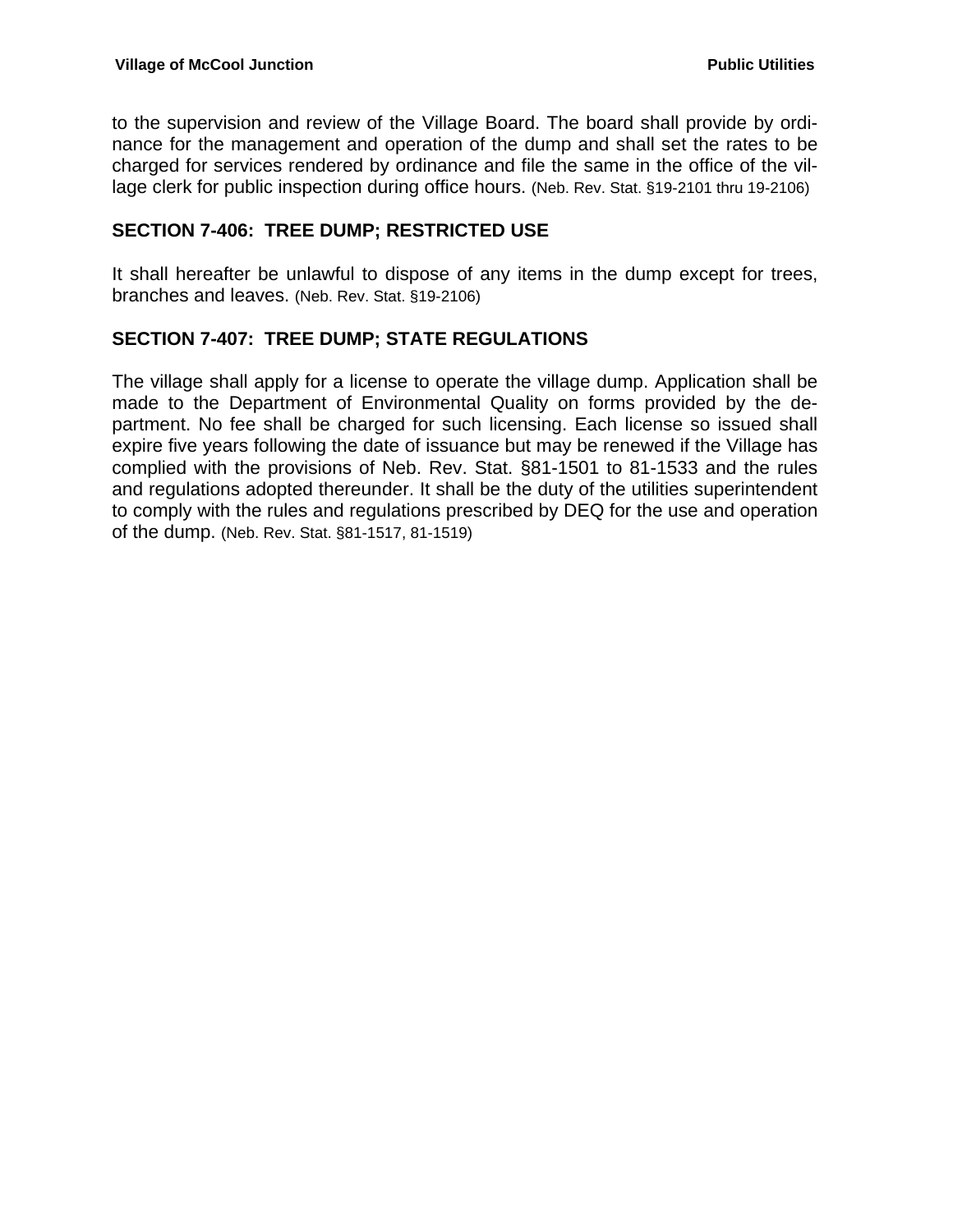to the supervision and review of the Village Board. The board shall provide by ordinance for the management and operation of the dump and shall set the rates to be charged for services rendered by ordinance and file the same in the office of the village clerk for public inspection during office hours. (Neb. Rev. Stat. §19-2101 thru 19-2106)

## SECTION 7-406: TREE DUMP; RESTRICTED USE

It shall hereafter be unlawful to dispose of any items in the dump except for trees, branches and leaves. (Neb. Rev. Stat. §19-2106)

## SECTION 7-407: TREE DUMP; STATE REGULATIONS

The village shall apply for a license to operate the village dump. Application shall be made to the Department of Environmental Quality on forms provided by the department. No fee shall be charged for such licensing. Each license so issued shall expire five years following the date of issuance but may be renewed if the Village has complied with the provisions of Neb. Rev. Stat. §81-1501 to 81-1533 and the rules and regulations adopted thereunder. It shall be the duty of the utilities superintendent to comply with the rules and regulations prescribed by DEQ for the use and operation of the dump. (Neb. Rev. Stat. §81-1517, 81-1519)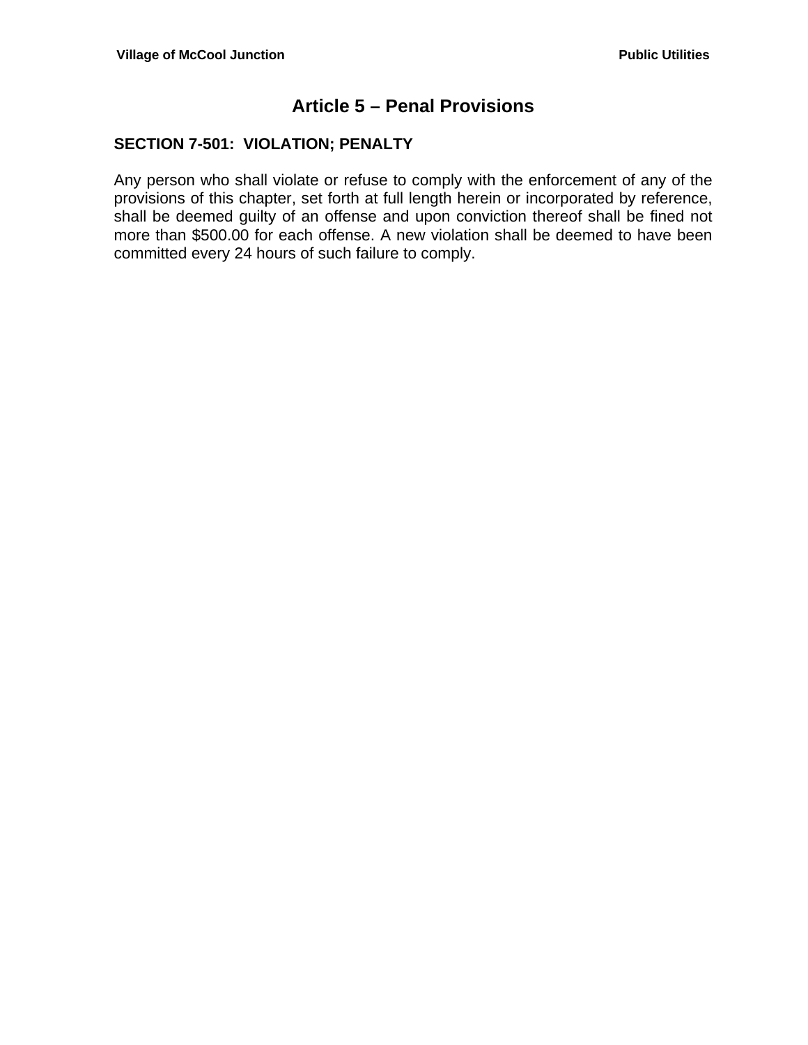# Article 5 – Penal Provisions

## SECTION 7-501: VIOLATION; PENALTY

Any person who shall violate or refuse to comply with the enforcement of any of the provisions of this chapter, set forth at full length herein or incorporated by reference, shall be deemed guilty of an offense and upon conviction thereof shall be fined not more than $500.00 for each offense. A new violation shall be deemed to have been committed every 24 hours of such failure to comply.